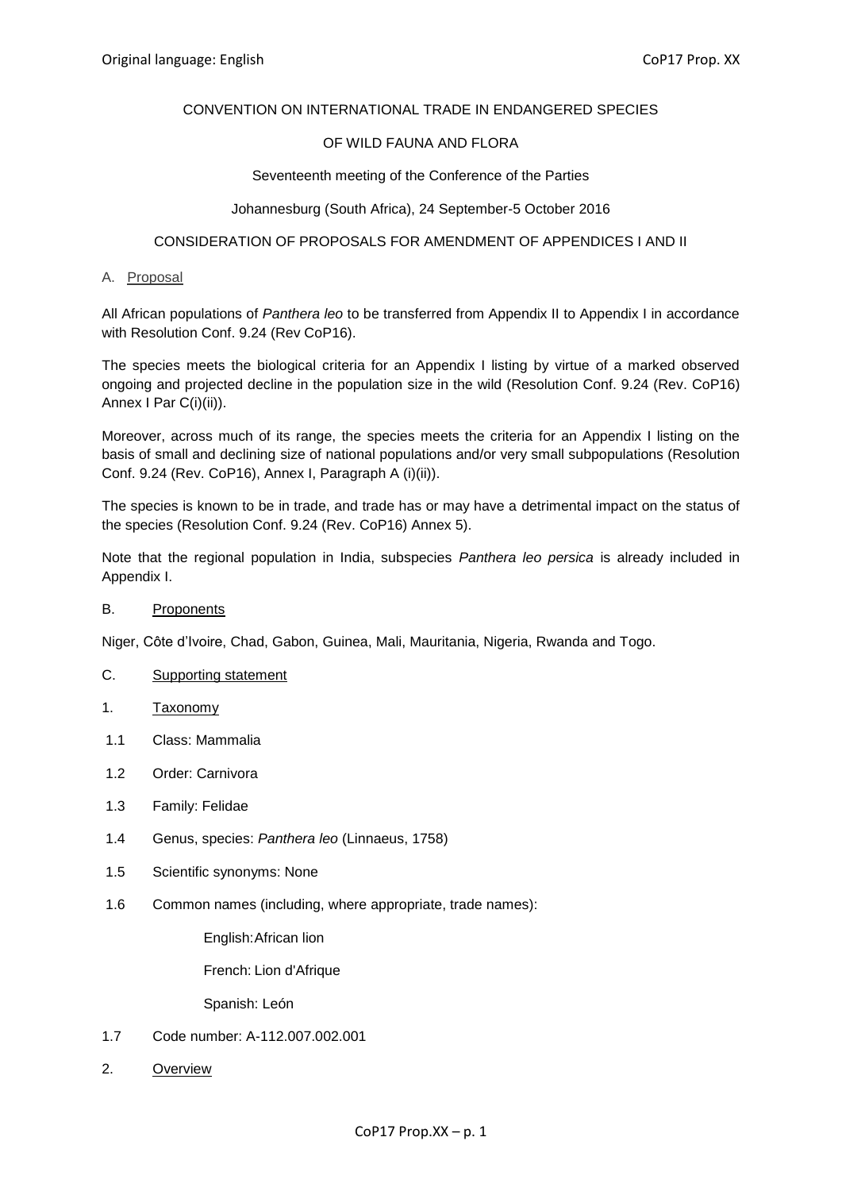Original language: English

CoP17 Prop. XX

CONVENTION ON INTERNATIONAL TRADE IN ENDANGERED SPECIES

OF WILD FAUNA AND FLORA

Seventeenth meeting of the Conference of the Parties

Johannesburg (South Africa), 24 September-5 October 2016

CONSIDERATION OF PROPOSALS FOR AMENDMENT OF APPENDICES I AND II

A. Proposal

All African populations of *Panthera leo* to be transferred from Appendix II to Appendix I in accordance with Resolution Conf. 9.24 (Rev CoP16).

The species meets the biological criteria for an Appendix I listing by virtue of a marked observed ongoing and projected decline in the population size in the wild (Resolution Conf. 9.24 (Rev. CoP16) Annex I Par C(i)(ii)).

Moreover, across much of its range, the species meets the criteria for an Appendix I listing on the basis of small and declining size of national populations and/or very small subpopulations (Resolution Conf. 9.24 (Rev. CoP16), Annex I, Paragraph A (i)(ii)).

The species is known to be in trade, and trade has or may have a detrimental impact on the status of the species (Resolution Conf. 9.24 (Rev. CoP16) Annex 5).

Note that the regional population in India, subspecies *Panthera leo persica* is already included in Appendix I.

B. Proponents

Niger, Côte d'Ivoire, Chad, Gabon, Guinea, Mali, Mauritania, Nigeria, Rwanda and Togo.

C. Supporting statement

1. Taxonomy

1.1 Class: Mammalia

1.2 Order: Carnivora

1.3 Family: Felidae

1.4 Genus, species: *Panthera leo* (Linnaeus, 1758)

1.5 Scientific synonyms: None

1.6 Common names (including, where appropriate, trade names):

English: African lion

French: Lion d'Afrique

Spanish: León

1.7 Code number: A-112.007.002.001

2. Overview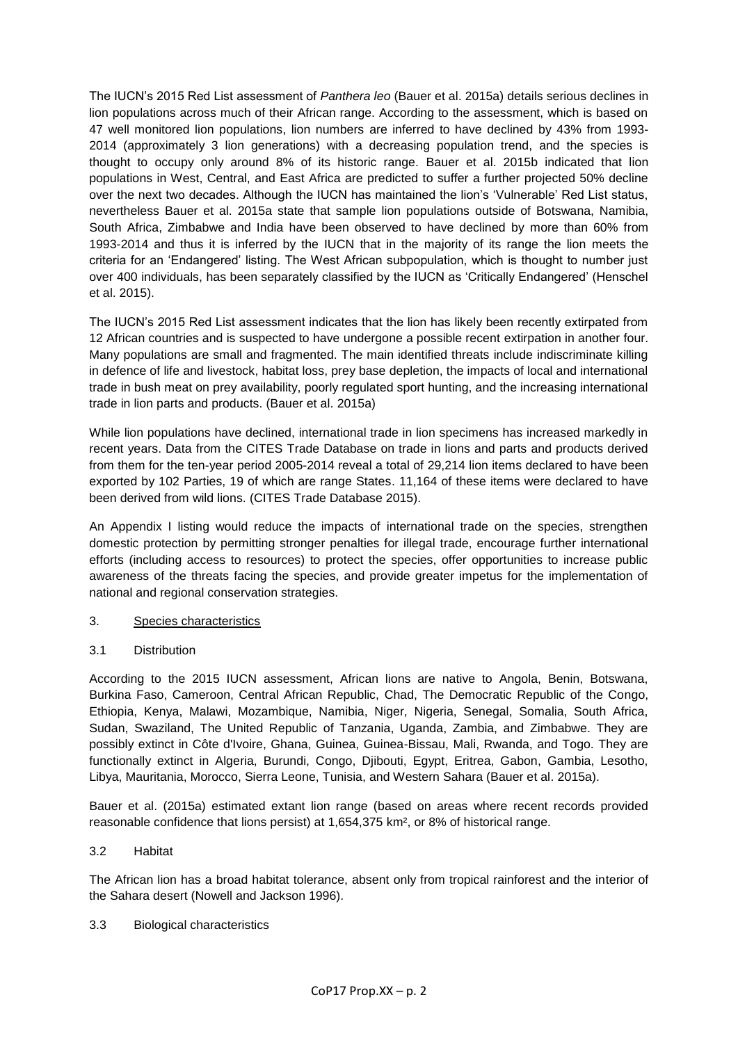The IUCN's 2015 Red List assessment of *Panthera leo* (Bauer et al. 2015a) details serious declines in lion populations across much of their African range. According to the assessment, which is based on 47 well monitored lion populations, lion numbers are inferred to have declined by 43% from 1993-2014 (approximately 3 lion generations) with a decreasing population trend, and the species is thought to occupy only around 8% of its historic range. Bauer et al. 2015b indicated that lion populations in West, Central, and East Africa are predicted to suffer a further projected 50% decline over the next two decades. Although the IUCN has maintained the lion's 'Vulnerable' Red List status, nevertheless Bauer et al. 2015a state that sample lion populations outside of Botswana, Namibia, South Africa, Zimbabwe and India have been observed to have declined by more than 60% from 1993-2014 and thus it is inferred by the IUCN that in the majority of its range the lion meets the criteria for an 'Endangered' listing. The West African subpopulation, which is thought to number just over 400 individuals, has been separately classified by the IUCN as 'Critically Endangered' (Henschel et al. 2015).

The IUCN's 2015 Red List assessment indicates that the lion has likely been recently extirpated from 12 African countries and is suspected to have undergone a possible recent extirpation in another four. Many populations are small and fragmented. The main identified threats include indiscriminate killing in defence of life and livestock, habitat loss, prey base depletion, the impacts of local and international trade in bush meat on prey availability, poorly regulated sport hunting, and the increasing international trade in lion parts and products. (Bauer et al. 2015a)

While lion populations have declined, international trade in lion specimens has increased markedly in recent years. Data from the CITES Trade Database on trade in lions and parts and products derived from them for the ten-year period 2005-2014 reveal a total of 29,214 lion items declared to have been exported by 102 Parties, 19 of which are range States. 11,164 of these items were declared to have been derived from wild lions. (CITES Trade Database 2015).

An Appendix I listing would reduce the impacts of international trade on the species, strengthen domestic protection by permitting stronger penalties for illegal trade, encourage further international efforts (including access to resources) to protect the species, offer opportunities to increase public awareness of the threats facing the species, and provide greater impetus for the implementation of national and regional conservation strategies.

## 3. Species characteristics

### 3.1 Distribution

According to the 2015 IUCN assessment, African lions are native to Angola, Benin, Botswana, Burkina Faso, Cameroon, Central African Republic, Chad, The Democratic Republic of the Congo, Ethiopia, Kenya, Malawi, Mozambique, Namibia, Niger, Nigeria, Senegal, Somalia, South Africa, Sudan, Swaziland, The United Republic of Tanzania, Uganda, Zambia, and Zimbabwe. They are possibly extinct in Côte d'Ivoire, Ghana, Guinea, Guinea-Bissau, Mali, Rwanda, and Togo. They are functionally extinct in Algeria, Burundi, Congo, Djibouti, Egypt, Eritrea, Gabon, Gambia, Lesotho, Libya, Mauritania, Morocco, Sierra Leone, Tunisia, and Western Sahara (Bauer et al. 2015a).

Bauer et al. (2015a) estimated extant lion range (based on areas where recent records provided reasonable confidence that lions persist) at 1,654,375 km², or 8% of historical range.

### 3.2 Habitat

The African lion has a broad habitat tolerance, absent only from tropical rainforest and the interior of the Sahara desert (Nowell and Jackson 1996).

### 3.3 Biological characteristics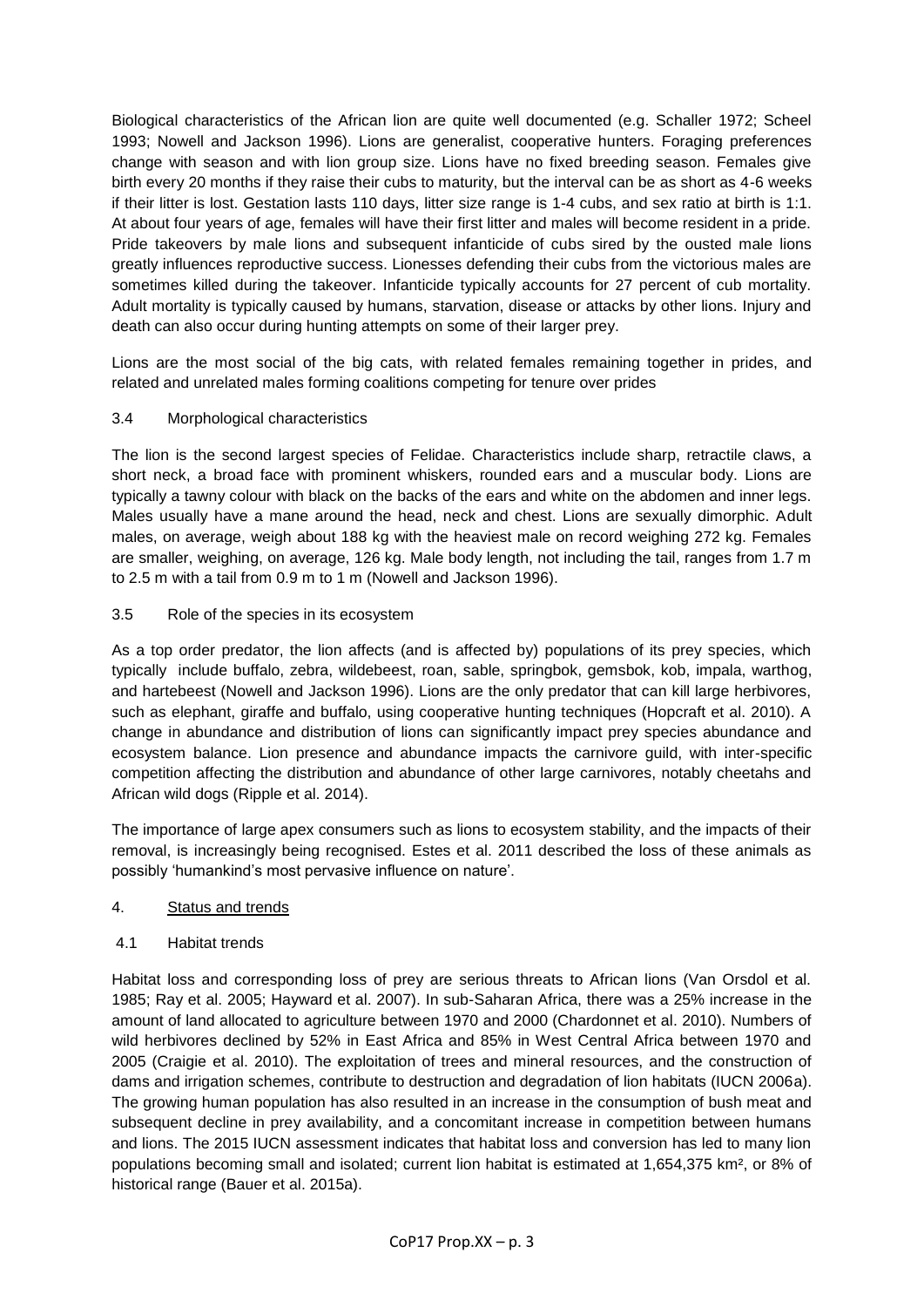Biological characteristics of the African lion are quite well documented (e.g. Schaller 1972; Scheel 1993; Nowell and Jackson 1996). Lions are generalist, cooperative hunters. Foraging preferences change with season and with lion group size. Lions have no fixed breeding season. Females give birth every 20 months if they raise their cubs to maturity, but the interval can be as short as 4-6 weeks if their litter is lost. Gestation lasts 110 days, litter size range is 1-4 cubs, and sex ratio at birth is 1:1. At about four years of age, females will have their first litter and males will become resident in a pride. Pride takeovers by male lions and subsequent infanticide of cubs sired by the ousted male lions greatly influences reproductive success. Lionesses defending their cubs from the victorious males are sometimes killed during the takeover. Infanticide typically accounts for 27 percent of cub mortality. Adult mortality is typically caused by humans, starvation, disease or attacks by other lions. Injury and death can also occur during hunting attempts on some of their larger prey.

Lions are the most social of the big cats, with related females remaining together in prides, and related and unrelated males forming coalitions competing for tenure over prides

### 3.4 Morphological characteristics

The lion is the second largest species of Felidae. Characteristics include sharp, retractile claws, a short neck, a broad face with prominent whiskers, rounded ears and a muscular body. Lions are typically a tawny colour with black on the backs of the ears and white on the abdomen and inner legs. Males usually have a mane around the head, neck and chest. Lions are sexually dimorphic. Adult males, on average, weigh about 188 kg with the heaviest male on record weighing 272 kg. Females are smaller, weighing, on average, 126 kg. Male body length, not including the tail, ranges from 1.7 m to 2.5 m with a tail from 0.9 m to 1 m (Nowell and Jackson 1996).

### 3.5 Role of the species in its ecosystem

As a top order predator, the lion affects (and is affected by) populations of its prey species, which typically include buffalo, zebra, wildebeest, roan, sable, springbok, gemsbok, kob, impala, warthog, and hartebeest (Nowell and Jackson 1996). Lions are the only predator that can kill large herbivores, such as elephant, giraffe and buffalo, using cooperative hunting techniques (Hopcraft et al. 2010). A change in abundance and distribution of lions can significantly impact prey species abundance and ecosystem balance. Lion presence and abundance impacts the carnivore guild, with inter-specific competition affecting the distribution and abundance of other large carnivores, notably cheetahs and African wild dogs (Ripple et al. 2014).

The importance of large apex consumers such as lions to ecosystem stability, and the impacts of their removal, is increasingly being recognised. Estes et al. 2011 described the loss of these animals as possibly 'humankind's most pervasive influence on nature'.

## 4. Status and trends

### 4.1 Habitat trends

Habitat loss and corresponding loss of prey are serious threats to African lions (Van Orsdol et al. 1985; Ray et al. 2005; Hayward et al. 2007). In sub-Saharan Africa, there was a 25% increase in the amount of land allocated to agriculture between 1970 and 2000 (Chardonnet et al. 2010). Numbers of wild herbivores declined by 52% in East Africa and 85% in West Central Africa between 1970 and 2005 (Craigie et al. 2010). The exploitation of trees and mineral resources, and the construction of dams and irrigation schemes, contribute to destruction and degradation of lion habitats (IUCN 2006a). The growing human population has also resulted in an increase in the consumption of bush meat and subsequent decline in prey availability, and a concomitant increase in competition between humans and lions. The 2015 IUCN assessment indicates that habitat loss and conversion has led to many lion populations becoming small and isolated; current lion habitat is estimated at 1,654,375 km², or 8% of historical range (Bauer et al. 2015a).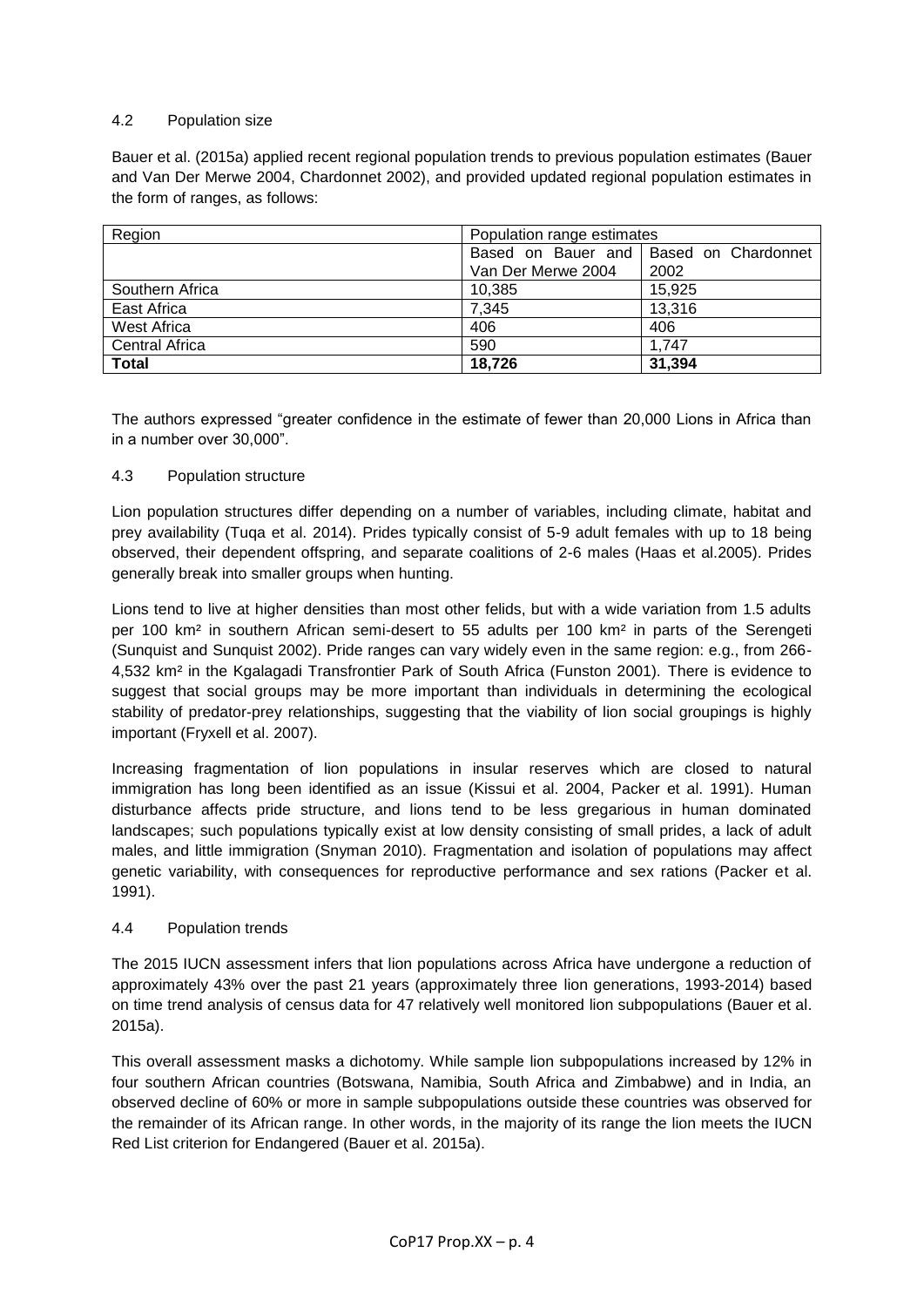### 4.2 Population size

Bauer et al. (2015a) applied recent regional population trends to previous population estimates (Bauer and Van Der Merwe 2004, Chardonnet 2002), and provided updated regional population estimates in the form of ranges, as follows:

| Region | Population range estimates | |
|---|---|---|
| | Based on Bauer and Van Der Merwe 2004 | Based on Chardonnet 2002 |
| Southern Africa | 10,385 | 15,925 |
| East Africa | 7,345 | 13,316 |
| West Africa | 406 | 406 |
| Central Africa | 590 | 1,747 |
| **Total** | **18,726** | **31,394** |

The authors expressed "greater confidence in the estimate of fewer than 20,000 Lions in Africa than in a number over 30,000".

### 4.3 Population structure

Lion population structures differ depending on a number of variables, including climate, habitat and prey availability (Tuqa et al. 2014). Prides typically consist of 5-9 adult females with up to 18 being observed, their dependent offspring, and separate coalitions of 2-6 males (Haas et al.2005). Prides generally break into smaller groups when hunting.

Lions tend to live at higher densities than most other felids, but with a wide variation from 1.5 adults per 100 km² in southern African semi-desert to 55 adults per 100 km² in parts of the Serengeti (Sunquist and Sunquist 2002). Pride ranges can vary widely even in the same region: e.g., from 266-4,532 km² in the Kgalagadi Transfrontier Park of South Africa (Funston 2001). There is evidence to suggest that social groups may be more important than individuals in determining the ecological stability of predator-prey relationships, suggesting that the viability of lion social groupings is highly important (Fryxell et al. 2007).

Increasing fragmentation of lion populations in insular reserves which are closed to natural immigration has long been identified as an issue (Kissui et al. 2004, Packer et al. 1991). Human disturbance affects pride structure, and lions tend to be less gregarious in human dominated landscapes; such populations typically exist at low density consisting of small prides, a lack of adult males, and little immigration (Snyman 2010). Fragmentation and isolation of populations may affect genetic variability, with consequences for reproductive performance and sex rations (Packer et al. 1991).

### 4.4 Population trends

The 2015 IUCN assessment infers that lion populations across Africa have undergone a reduction of approximately 43% over the past 21 years (approximately three lion generations, 1993-2014) based on time trend analysis of census data for 47 relatively well monitored lion subpopulations (Bauer et al. 2015a).

This overall assessment masks a dichotomy. While sample lion subpopulations increased by 12% in four southern African countries (Botswana, Namibia, South Africa and Zimbabwe) and in India, an observed decline of 60% or more in sample subpopulations outside these countries was observed for the remainder of its African range. In other words, in the majority of its range the lion meets the IUCN Red List criterion for Endangered (Bauer et al. 2015a).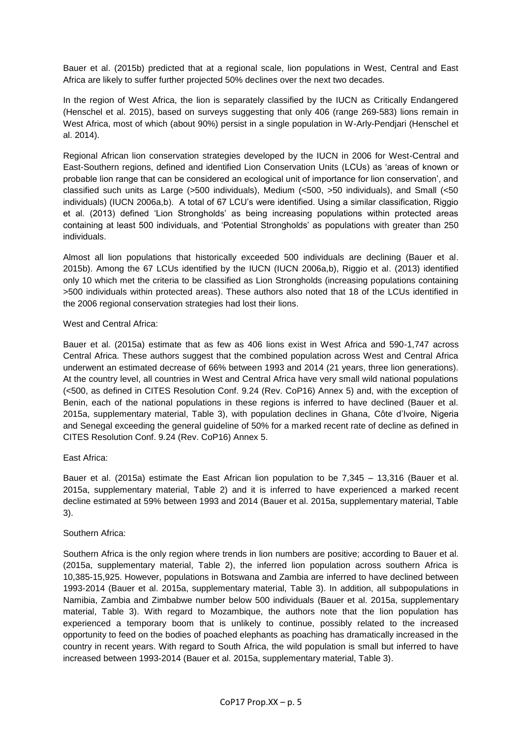Bauer et al. (2015b) predicted that at a regional scale, lion populations in West, Central and East Africa are likely to suffer further projected 50% declines over the next two decades.

In the region of West Africa, the lion is separately classified by the IUCN as Critically Endangered (Henschel et al. 2015), based on surveys suggesting that only 406 (range 269-583) lions remain in West Africa, most of which (about 90%) persist in a single population in W-Arly-Pendjari (Henschel et al. 2014).

Regional African lion conservation strategies developed by the IUCN in 2006 for West-Central and East-Southern regions, defined and identified Lion Conservation Units (LCUs) as 'areas of known or probable lion range that can be considered an ecological unit of importance for lion conservation', and classified such units as Large (>500 individuals), Medium (<500, >50 individuals), and Small (<50 individuals) (IUCN 2006a,b). A total of 67 LCU's were identified. Using a similar classification, Riggio et al. (2013) defined 'Lion Strongholds' as being increasing populations within protected areas containing at least 500 individuals, and 'Potential Strongholds' as populations with greater than 250 individuals.

Almost all lion populations that historically exceeded 500 individuals are declining (Bauer et al. 2015b). Among the 67 LCUs identified by the IUCN (IUCN 2006a,b), Riggio et al. (2013) identified only 10 which met the criteria to be classified as Lion Strongholds (increasing populations containing >500 individuals within protected areas). These authors also noted that 18 of the LCUs identified in the 2006 regional conservation strategies had lost their lions.

West and Central Africa:

Bauer et al. (2015a) estimate that as few as 406 lions exist in West Africa and 590-1,747 across Central Africa. These authors suggest that the combined population across West and Central Africa underwent an estimated decrease of 66% between 1993 and 2014 (21 years, three lion generations). At the country level, all countries in West and Central Africa have very small wild national populations (<500, as defined in CITES Resolution Conf. 9.24 (Rev. CoP16) Annex 5) and, with the exception of Benin, each of the national populations in these regions is inferred to have declined (Bauer et al. 2015a, supplementary material, Table 3), with population declines in Ghana, Côte d'Ivoire, Nigeria and Senegal exceeding the general guideline of 50% for a marked recent rate of decline as defined in CITES Resolution Conf. 9.24 (Rev. CoP16) Annex 5.

East Africa:

Bauer et al. (2015a) estimate the East African lion population to be 7,345 – 13,316 (Bauer et al. 2015a, supplementary material, Table 2) and it is inferred to have experienced a marked recent decline estimated at 59% between 1993 and 2014 (Bauer et al. 2015a, supplementary material, Table 3).

Southern Africa:

Southern Africa is the only region where trends in lion numbers are positive; according to Bauer et al. (2015a, supplementary material, Table 2), the inferred lion population across southern Africa is 10,385-15,925. However, populations in Botswana and Zambia are inferred to have declined between 1993-2014 (Bauer et al. 2015a, supplementary material, Table 3). In addition, all subpopulations in Namibia, Zambia and Zimbabwe number below 500 individuals (Bauer et al. 2015a, supplementary material, Table 3). With regard to Mozambique, the authors note that the lion population has experienced a temporary boom that is unlikely to continue, possibly related to the increased opportunity to feed on the bodies of poached elephants as poaching has dramatically increased in the country in recent years. With regard to South Africa, the wild population is small but inferred to have increased between 1993-2014 (Bauer et al. 2015a, supplementary material, Table 3).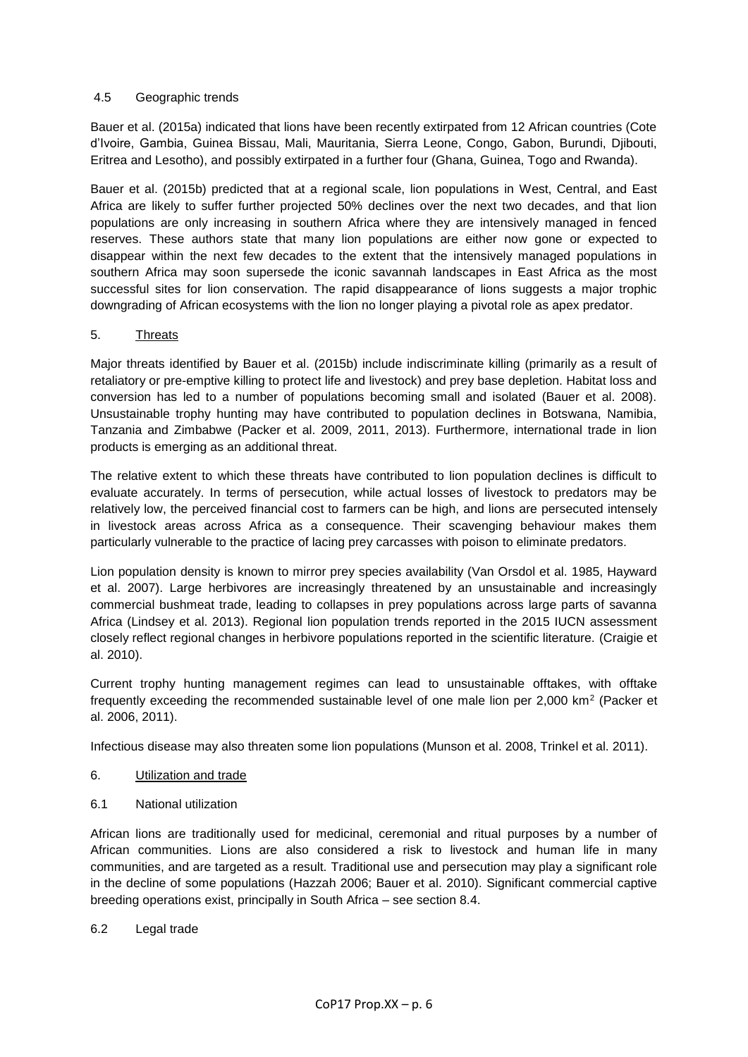### 4.5 Geographic trends

Bauer et al. (2015a) indicated that lions have been recently extirpated from 12 African countries (Cote d'Ivoire, Gambia, Guinea Bissau, Mali, Mauritania, Sierra Leone, Congo, Gabon, Burundi, Djibouti, Eritrea and Lesotho), and possibly extirpated in a further four (Ghana, Guinea, Togo and Rwanda).

Bauer et al. (2015b) predicted that at a regional scale, lion populations in West, Central, and East Africa are likely to suffer further projected 50% declines over the next two decades, and that lion populations are only increasing in southern Africa where they are intensively managed in fenced reserves. These authors state that many lion populations are either now gone or expected to disappear within the next few decades to the extent that the intensively managed populations in southern Africa may soon supersede the iconic savannah landscapes in East Africa as the most successful sites for lion conservation. The rapid disappearance of lions suggests a major trophic downgrading of African ecosystems with the lion no longer playing a pivotal role as apex predator.

## 5. Threats

Major threats identified by Bauer et al. (2015b) include indiscriminate killing (primarily as a result of retaliatory or pre-emptive killing to protect life and livestock) and prey base depletion. Habitat loss and conversion has led to a number of populations becoming small and isolated (Bauer et al. 2008). Unsustainable trophy hunting may have contributed to population declines in Botswana, Namibia, Tanzania and Zimbabwe (Packer et al. 2009, 2011, 2013). Furthermore, international trade in lion products is emerging as an additional threat.

The relative extent to which these threats have contributed to lion population declines is difficult to evaluate accurately. In terms of persecution, while actual losses of livestock to predators may be relatively low, the perceived financial cost to farmers can be high, and lions are persecuted intensely in livestock areas across Africa as a consequence. Their scavenging behaviour makes them particularly vulnerable to the practice of lacing prey carcasses with poison to eliminate predators.

Lion population density is known to mirror prey species availability (Van Orsdol et al. 1985, Hayward et al. 2007). Large herbivores are increasingly threatened by an unsustainable and increasingly commercial bushmeat trade, leading to collapses in prey populations across large parts of savanna Africa (Lindsey et al. 2013). Regional lion population trends reported in the 2015 IUCN assessment closely reflect regional changes in herbivore populations reported in the scientific literature. (Craigie et al. 2010).

Current trophy hunting management regimes can lead to unsustainable offtakes, with offtake frequently exceeding the recommended sustainable level of one male lion per 2,000 $km^2$ (Packer et al. 2006, 2011).

Infectious disease may also threaten some lion populations (Munson et al. 2008, Trinkel et al. 2011).

## 6. Utilization and trade

### 6.1 National utilization

African lions are traditionally used for medicinal, ceremonial and ritual purposes by a number of African communities. Lions are also considered a risk to livestock and human life in many communities, and are targeted as a result. Traditional use and persecution may play a significant role in the decline of some populations (Hazzah 2006; Bauer et al. 2010). Significant commercial captive breeding operations exist, principally in South Africa – see section 8.4.

### 6.2 Legal trade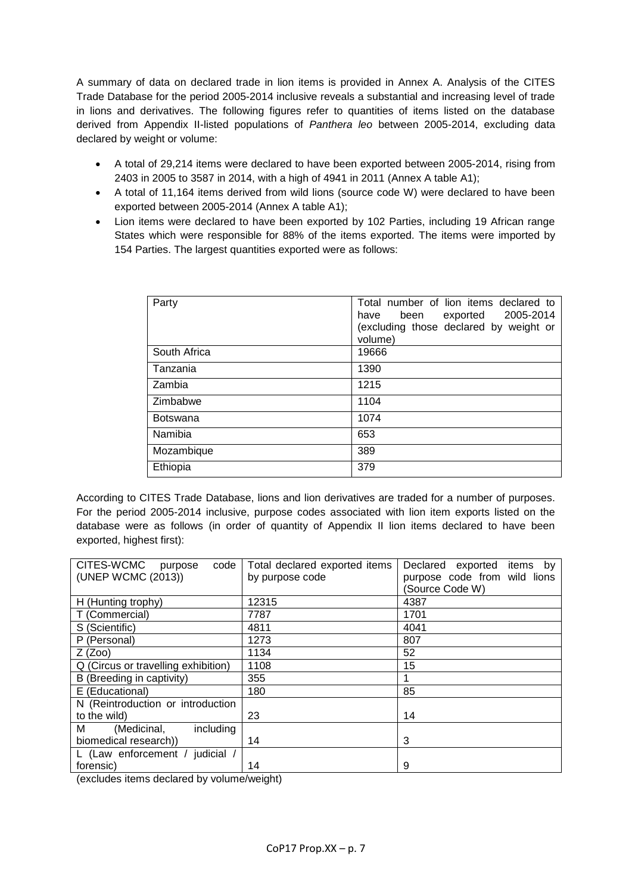A summary of data on declared trade in lion items is provided in Annex A. Analysis of the CITES Trade Database for the period 2005-2014 inclusive reveals a substantial and increasing level of trade in lions and derivatives. The following figures refer to quantities of items listed on the database derived from Appendix II-listed populations of *Panthera leo* between 2005-2014, excluding data declared by weight or volume:

- A total of 29,214 items were declared to have been exported between 2005-2014, rising from 2403 in 2005 to 3587 in 2014, with a high of 4941 in 2011 (Annex A table A1);
- A total of 11,164 items derived from wild lions (source code W) were declared to have been exported between 2005-2014 (Annex A table A1);
- Lion items were declared to have been exported by 102 Parties, including 19 African range States which were responsible for 88% of the items exported. The items were imported by 154 Parties. The largest quantities exported were as follows:

| Party | Total number of lion items declared to have been exported 2005-2014 (excluding those declared by weight or volume) |
|---|---|
| South Africa | 19666 |
| Tanzania | 1390 |
| Zambia | 1215 |
| Zimbabwe | 1104 |
| Botswana | 1074 |
| Namibia | 653 |
| Mozambique | 389 |
| Ethiopia | 379 |

According to CITES Trade Database, lions and lion derivatives are traded for a number of purposes. For the period 2005-2014 inclusive, purpose codes associated with lion item exports listed on the database were as follows (in order of quantity of Appendix II lion items declared to have been exported, highest first):

| CITES-WCMC purpose code (UNEP WCMC (2013)) | Total declared exported items by purpose code | Declared exported items by purpose code from wild lions (Source Code W) |
|---|---|---|
| H (Hunting trophy) | 12315 | 4387 |
| T (Commercial) | 7787 | 1701 |
| S (Scientific) | 4811 | 4041 |
| P (Personal) | 1273 | 807 |
| Z (Zoo) | 1134 | 52 |
| Q (Circus or travelling exhibition) | 1108 | 15 |
| B (Breeding in captivity) | 355 | 1 |
| E (Educational) | 180 | 85 |
| N (Reintroduction or introduction to the wild) | 23 | 14 |
| M (Medicinal, including biomedical research)) | 14 | 3 |
| L (Law enforcement / judicial / forensic) | 14 | 9 |

(excludes items declared by volume/weight)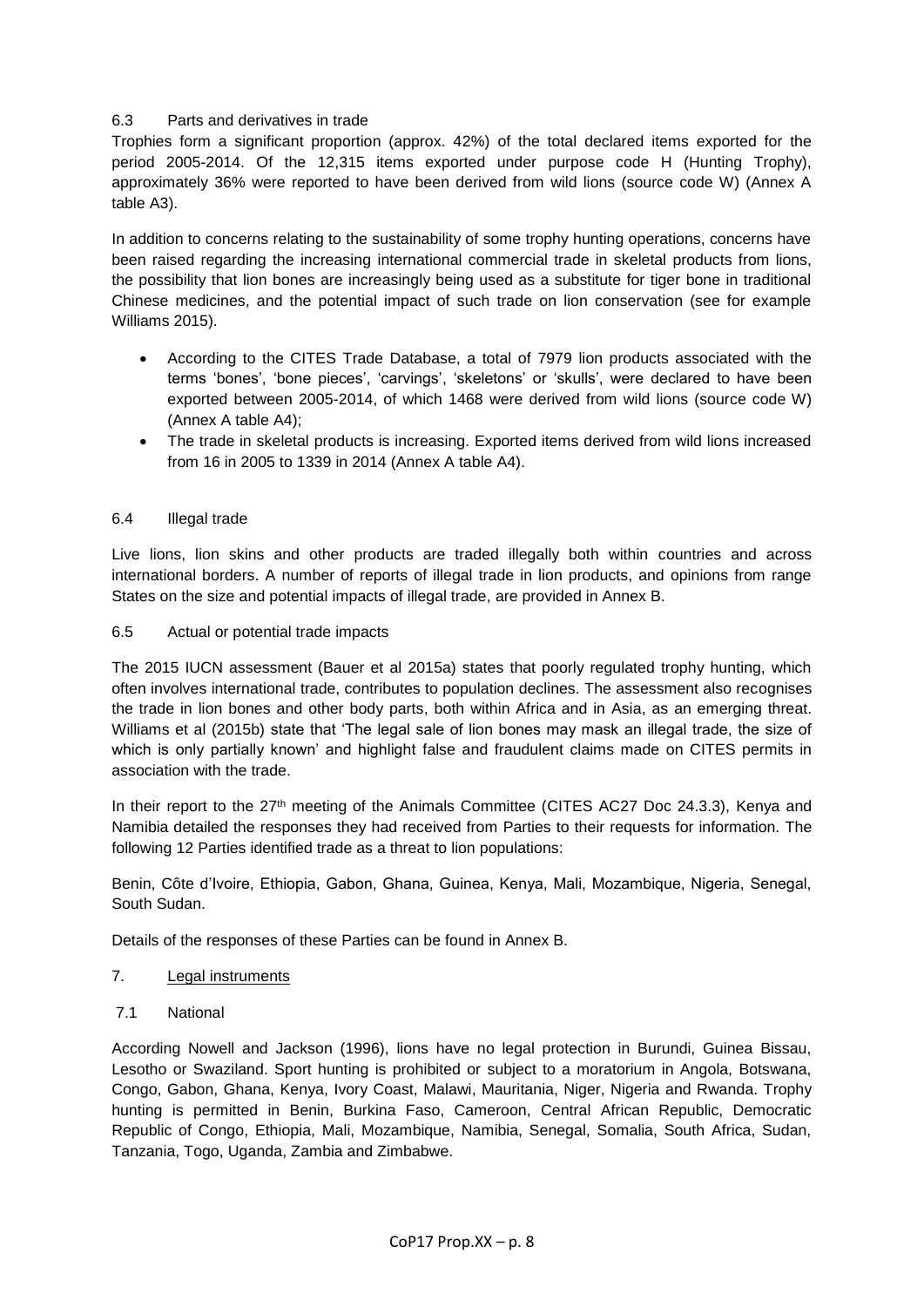### 6.3 Parts and derivatives in trade

Trophies form a significant proportion (approx. 42%) of the total declared items exported for the period 2005-2014. Of the 12,315 items exported under purpose code H (Hunting Trophy), approximately 36% were reported to have been derived from wild lions (source code W) (Annex A table A3).

In addition to concerns relating to the sustainability of some trophy hunting operations, concerns have been raised regarding the increasing international commercial trade in skeletal products from lions, the possibility that lion bones are increasingly being used as a substitute for tiger bone in traditional Chinese medicines, and the potential impact of such trade on lion conservation (see for example Williams 2015).

- According to the CITES Trade Database, a total of 7979 lion products associated with the terms 'bones', 'bone pieces', 'carvings', 'skeletons' or 'skulls', were declared to have been exported between 2005-2014, of which 1468 were derived from wild lions (source code W) (Annex A table A4);
- The trade in skeletal products is increasing. Exported items derived from wild lions increased from 16 in 2005 to 1339 in 2014 (Annex A table A4).

### 6.4 Illegal trade

Live lions, lion skins and other products are traded illegally both within countries and across international borders. A number of reports of illegal trade in lion products, and opinions from range States on the size and potential impacts of illegal trade, are provided in Annex B.

### 6.5 Actual or potential trade impacts

The 2015 IUCN assessment (Bauer et al 2015a) states that poorly regulated trophy hunting, which often involves international trade, contributes to population declines. The assessment also recognises the trade in lion bones and other body parts, both within Africa and in Asia, as an emerging threat. Williams et al (2015b) state that 'The legal sale of lion bones may mask an illegal trade, the size of which is only partially known' and highlight false and fraudulent claims made on CITES permits in association with the trade.

In their report to the 27th meeting of the Animals Committee (CITES AC27 Doc 24.3.3), Kenya and Namibia detailed the responses they had received from Parties to their requests for information. The following 12 Parties identified trade as a threat to lion populations:

Benin, Côte d'Ivoire, Ethiopia, Gabon, Ghana, Guinea, Kenya, Mali, Mozambique, Nigeria, Senegal, South Sudan.

Details of the responses of these Parties can be found in Annex B.

## 7. Legal instruments

### 7.1 National

According Nowell and Jackson (1996), lions have no legal protection in Burundi, Guinea Bissau, Lesotho or Swaziland. Sport hunting is prohibited or subject to a moratorium in Angola, Botswana, Congo, Gabon, Ghana, Kenya, Ivory Coast, Malawi, Mauritania, Niger, Nigeria and Rwanda. Trophy hunting is permitted in Benin, Burkina Faso, Cameroon, Central African Republic, Democratic Republic of Congo, Ethiopia, Mali, Mozambique, Namibia, Senegal, Somalia, South Africa, Sudan, Tanzania, Togo, Uganda, Zambia and Zimbabwe.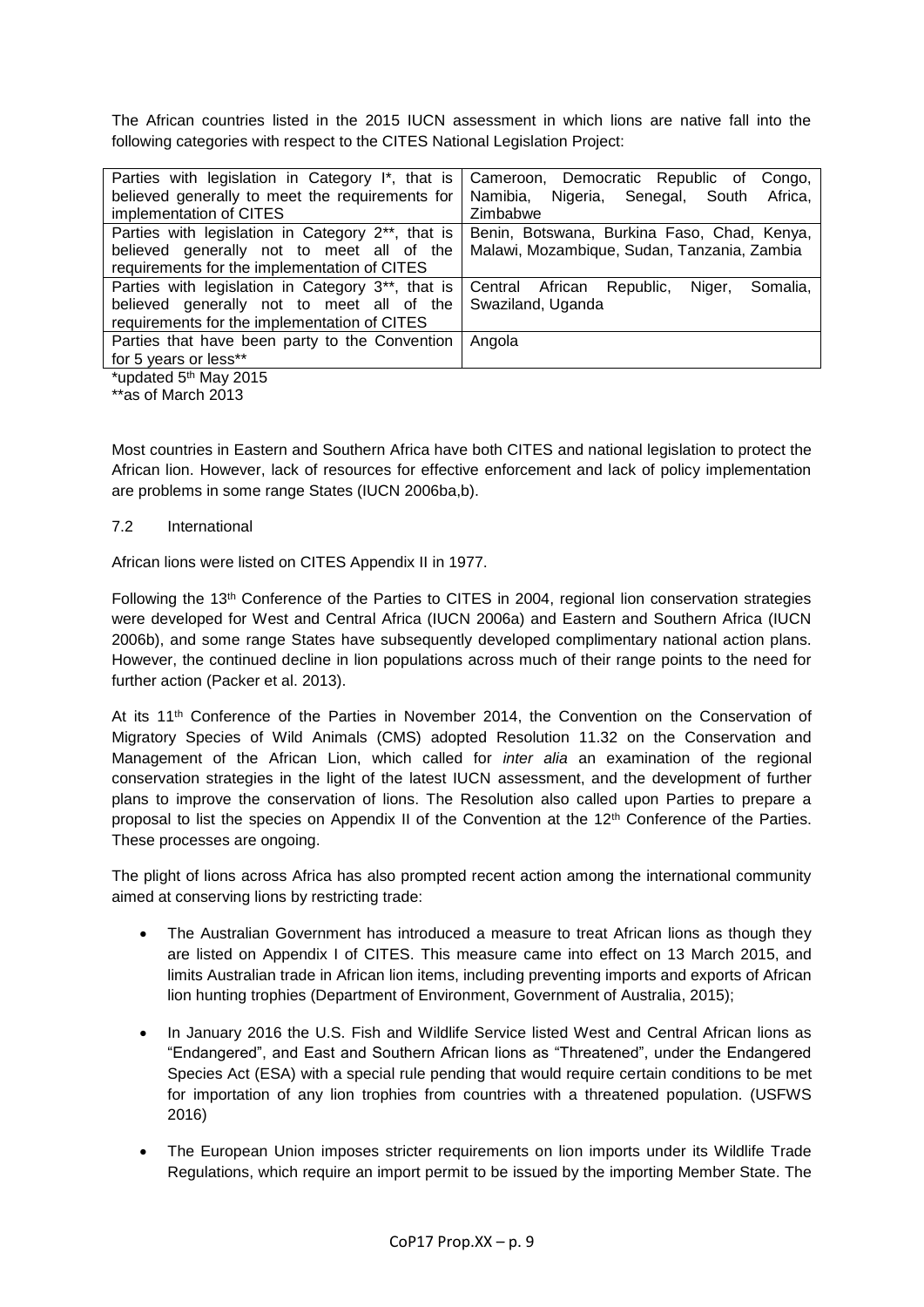The African countries listed in the 2015 IUCN assessment in which lions are native fall into the following categories with respect to the CITES National Legislation Project:

| | |
|---|---|
| Parties with legislation in Category I*, that is believed generally to meet the requirements for implementation of CITES | Cameroon, Democratic Republic of Congo, Namibia, Nigeria, Senegal, South Africa, Zimbabwe |
| Parties with legislation in Category 2**, that is believed generally not to meet all of the requirements for the implementation of CITES | Benin, Botswana, Burkina Faso, Chad, Kenya, Malawi, Mozambique, Sudan, Tanzania, Zambia |
| Parties with legislation in Category 3**, that is believed generally not to meet all of the requirements for the implementation of CITES | Central African Republic, Niger, Somalia, Swaziland, Uganda |
| Parties that have been party to the Convention for 5 years or less** | Angola |

*updated 5th May 2015

**as of March 2013

Most countries in Eastern and Southern Africa have both CITES and national legislation to protect the African lion. However, lack of resources for effective enforcement and lack of policy implementation are problems in some range States (IUCN 2006ba,b).

7.2 International

African lions were listed on CITES Appendix II in 1977.

Following the 13th Conference of the Parties to CITES in 2004, regional lion conservation strategies were developed for West and Central Africa (IUCN 2006a) and Eastern and Southern Africa (IUCN 2006b), and some range States have subsequently developed complimentary national action plans. However, the continued decline in lion populations across much of their range points to the need for further action (Packer et al. 2013).

At its 11th Conference of the Parties in November 2014, the Convention on the Conservation of Migratory Species of Wild Animals (CMS) adopted Resolution 11.32 on the Conservation and Management of the African Lion, which called for *inter alia* an examination of the regional conservation strategies in the light of the latest IUCN assessment, and the development of further plans to improve the conservation of lions. The Resolution also called upon Parties to prepare a proposal to list the species on Appendix II of the Convention at the 12th Conference of the Parties. These processes are ongoing.

The plight of lions across Africa has also prompted recent action among the international community aimed at conserving lions by restricting trade:

- The Australian Government has introduced a measure to treat African lions as though they are listed on Appendix I of CITES. This measure came into effect on 13 March 2015, and limits Australian trade in African lion items, including preventing imports and exports of African lion hunting trophies (Department of Environment, Government of Australia, 2015);
- In January 2016 the U.S. Fish and Wildlife Service listed West and Central African lions as "Endangered", and East and Southern African lions as "Threatened", under the Endangered Species Act (ESA) with a special rule pending that would require certain conditions to be met for importation of any lion trophies from countries with a threatened population. (USFWS 2016)
- The European Union imposes stricter requirements on lion imports under its Wildlife Trade Regulations, which require an import permit to be issued by the importing Member State. The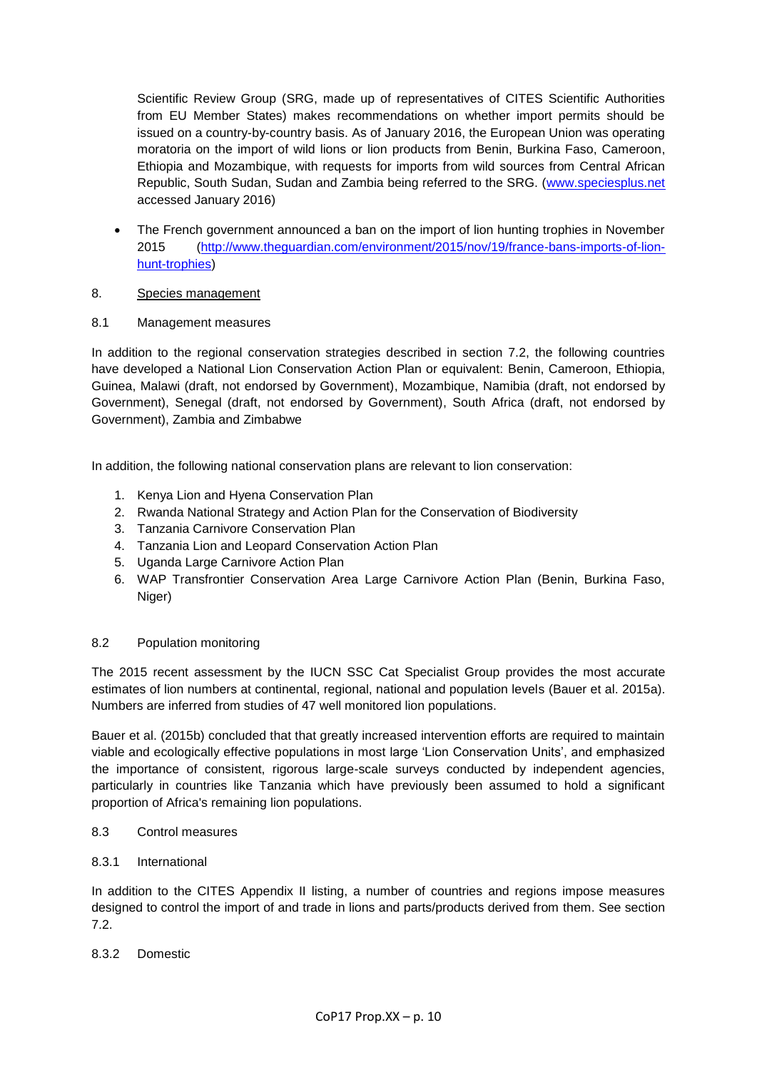Scientific Review Group (SRG, made up of representatives of CITES Scientific Authorities from EU Member States) makes recommendations on whether import permits should be issued on a country-by-country basis. As of January 2016, the European Union was operating moratoria on the import of wild lions or lion products from Benin, Burkina Faso, Cameroon, Ethiopia and Mozambique, with requests for imports from wild sources from Central African Republic, South Sudan, Sudan and Zambia being referred to the SRG. (www.speciesplus.net accessed January 2016)

- The French government announced a ban on the import of lion hunting trophies in November 2015 (http://www.theguardian.com/environment/2015/nov/19/france-bans-imports-of-lion-hunt-trophies)

## 8. Species management

### 8.1 Management measures

In addition to the regional conservation strategies described in section 7.2, the following countries have developed a National Lion Conservation Action Plan or equivalent: Benin, Cameroon, Ethiopia, Guinea, Malawi (draft, not endorsed by Government), Mozambique, Namibia (draft, not endorsed by Government), Senegal (draft, not endorsed by Government), South Africa (draft, not endorsed by Government), Zambia and Zimbabwe

In addition, the following national conservation plans are relevant to lion conservation:

1. Kenya Lion and Hyena Conservation Plan
2. Rwanda National Strategy and Action Plan for the Conservation of Biodiversity
3. Tanzania Carnivore Conservation Plan
4. Tanzania Lion and Leopard Conservation Action Plan
5. Uganda Large Carnivore Action Plan
6. WAP Transfrontier Conservation Area Large Carnivore Action Plan (Benin, Burkina Faso, Niger)

### 8.2 Population monitoring

The 2015 recent assessment by the IUCN SSC Cat Specialist Group provides the most accurate estimates of lion numbers at continental, regional, national and population levels (Bauer et al. 2015a). Numbers are inferred from studies of 47 well monitored lion populations.

Bauer et al. (2015b) concluded that that greatly increased intervention efforts are required to maintain viable and ecologically effective populations in most large 'Lion Conservation Units', and emphasized the importance of consistent, rigorous large-scale surveys conducted by independent agencies, particularly in countries like Tanzania which have previously been assumed to hold a significant proportion of Africa's remaining lion populations.

### 8.3 Control measures

#### 8.3.1 International

In addition to the CITES Appendix II listing, a number of countries and regions impose measures designed to control the import of and trade in lions and parts/products derived from them. See section 7.2.

#### 8.3.2 Domestic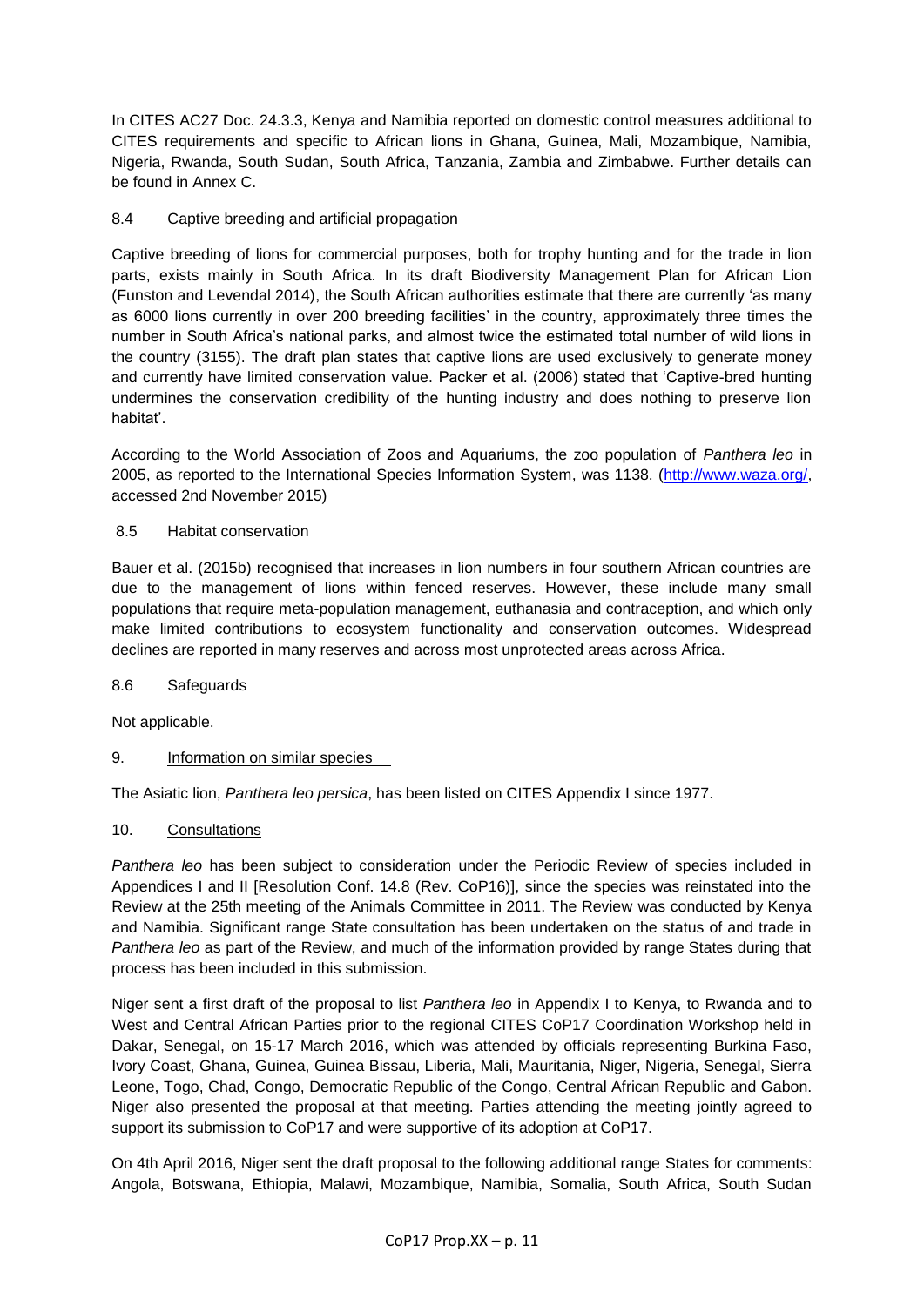In CITES AC27 Doc. 24.3.3, Kenya and Namibia reported on domestic control measures additional to CITES requirements and specific to African lions in Ghana, Guinea, Mali, Mozambique, Namibia, Nigeria, Rwanda, South Sudan, South Africa, Tanzania, Zambia and Zimbabwe. Further details can be found in Annex C.

8.4 Captive breeding and artificial propagation

Captive breeding of lions for commercial purposes, both for trophy hunting and for the trade in lion parts, exists mainly in South Africa. In its draft Biodiversity Management Plan for African Lion (Funston and Levendal 2014), the South African authorities estimate that there are currently 'as many as 6000 lions currently in over 200 breeding facilities' in the country, approximately three times the number in South Africa's national parks, and almost twice the estimated total number of wild lions in the country (3155). The draft plan states that captive lions are used exclusively to generate money and currently have limited conservation value. Packer et al. (2006) stated that 'Captive-bred hunting undermines the conservation credibility of the hunting industry and does nothing to preserve lion habitat'.

According to the World Association of Zoos and Aquariums, the zoo population of *Panthera leo* in 2005, as reported to the International Species Information System, was 1138. (http://www.waza.org/, accessed 2nd November 2015)

8.5 Habitat conservation

Bauer et al. (2015b) recognised that increases in lion numbers in four southern African countries are due to the management of lions within fenced reserves. However, these include many small populations that require meta-population management, euthanasia and contraception, and which only make limited contributions to ecosystem functionality and conservation outcomes. Widespread declines are reported in many reserves and across most unprotected areas across Africa.

8.6 Safeguards

Not applicable.

9. Information on similar species

The Asiatic lion, *Panthera leo persica*, has been listed on CITES Appendix I since 1977.

10. Consultations

*Panthera leo* has been subject to consideration under the Periodic Review of species included in Appendices I and II [Resolution Conf. 14.8 (Rev. CoP16)], since the species was reinstated into the Review at the 25th meeting of the Animals Committee in 2011. The Review was conducted by Kenya and Namibia. Significant range State consultation has been undertaken on the status of and trade in *Panthera leo* as part of the Review, and much of the information provided by range States during that process has been included in this submission.

Niger sent a first draft of the proposal to list *Panthera leo* in Appendix I to Kenya, to Rwanda and to West and Central African Parties prior to the regional CITES CoP17 Coordination Workshop held in Dakar, Senegal, on 15-17 March 2016, which was attended by officials representing Burkina Faso, Ivory Coast, Ghana, Guinea, Guinea Bissau, Liberia, Mali, Mauritania, Niger, Nigeria, Senegal, Sierra Leone, Togo, Chad, Congo, Democratic Republic of the Congo, Central African Republic and Gabon. Niger also presented the proposal at that meeting. Parties attending the meeting jointly agreed to support its submission to CoP17 and were supportive of its adoption at CoP17.

On 4th April 2016, Niger sent the draft proposal to the following additional range States for comments: Angola, Botswana, Ethiopia, Malawi, Mozambique, Namibia, Somalia, South Africa, South Sudan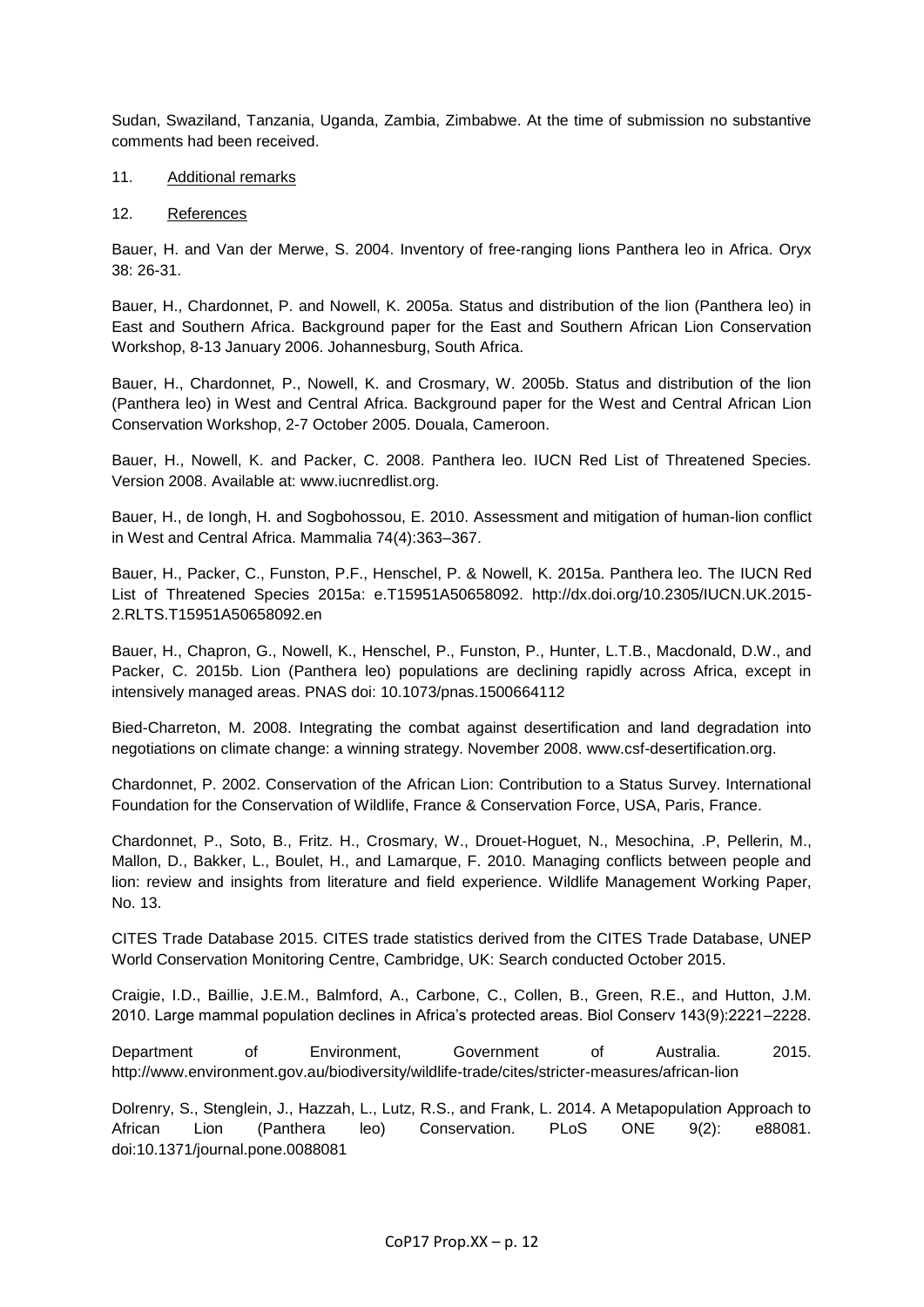Sudan, Swaziland, Tanzania, Uganda, Zambia, Zimbabwe. At the time of submission no substantive comments had been received.

11. Additional remarks

12. References

Bauer, H. and Van der Merwe, S. 2004. Inventory of free-ranging lions Panthera leo in Africa. Oryx 38: 26-31.

Bauer, H., Chardonnet, P. and Nowell, K. 2005a. Status and distribution of the lion (Panthera leo) in East and Southern Africa. Background paper for the East and Southern African Lion Conservation Workshop, 8-13 January 2006. Johannesburg, South Africa.

Bauer, H., Chardonnet, P., Nowell, K. and Crosmary, W. 2005b. Status and distribution of the lion (Panthera leo) in West and Central Africa. Background paper for the West and Central African Lion Conservation Workshop, 2-7 October 2005. Douala, Cameroon.

Bauer, H., Nowell, K. and Packer, C. 2008. Panthera leo. IUCN Red List of Threatened Species. Version 2008. Available at: www.iucnredlist.org.

Bauer, H., de Iongh, H. and Sogbohossou, E. 2010. Assessment and mitigation of human-lion conflict in West and Central Africa. Mammalia 74(4):363–367.

Bauer, H., Packer, C., Funston, P.F., Henschel, P. & Nowell, K. 2015a. Panthera leo. The IUCN Red List of Threatened Species 2015a: e.T15951A50658092. http://dx.doi.org/10.2305/IUCN.UK.2015-2.RLTS.T15951A50658092.en

Bauer, H., Chapron, G., Nowell, K., Henschel, P., Funston, P., Hunter, L.T.B., Macdonald, D.W., and Packer, C. 2015b. Lion (Panthera leo) populations are declining rapidly across Africa, except in intensively managed areas. PNAS doi: 10.1073/pnas.1500664112

Bied-Charreton, M. 2008. Integrating the combat against desertification and land degradation into negotiations on climate change: a winning strategy. November 2008. www.csf-desertification.org.

Chardonnet, P. 2002. Conservation of the African Lion: Contribution to a Status Survey. International Foundation for the Conservation of Wildlife, France & Conservation Force, USA, Paris, France.

Chardonnet, P., Soto, B., Fritz. H., Crosmary, W., Drouet-Hoguet, N., Mesochina, .P, Pellerin, M., Mallon, D., Bakker, L., Boulet, H., and Lamarque, F. 2010. Managing conflicts between people and lion: review and insights from literature and field experience. Wildlife Management Working Paper, No. 13.

CITES Trade Database 2015. CITES trade statistics derived from the CITES Trade Database, UNEP World Conservation Monitoring Centre, Cambridge, UK: Search conducted October 2015.

Craigie, I.D., Baillie, J.E.M., Balmford, A., Carbone, C., Collen, B., Green, R.E., and Hutton, J.M. 2010. Large mammal population declines in Africa's protected areas. Biol Conserv 143(9):2221–2228.

Department of Environment, Government of Australia. 2015. http://www.environment.gov.au/biodiversity/wildlife-trade/cites/stricter-measures/african-lion

Dolrenry, S., Stenglein, J., Hazzah, L., Lutz, R.S., and Frank, L. 2014. A Metapopulation Approach to African Lion (Panthera leo) Conservation. PLoS ONE 9(2): e88081. doi:10.1371/journal.pone.0088081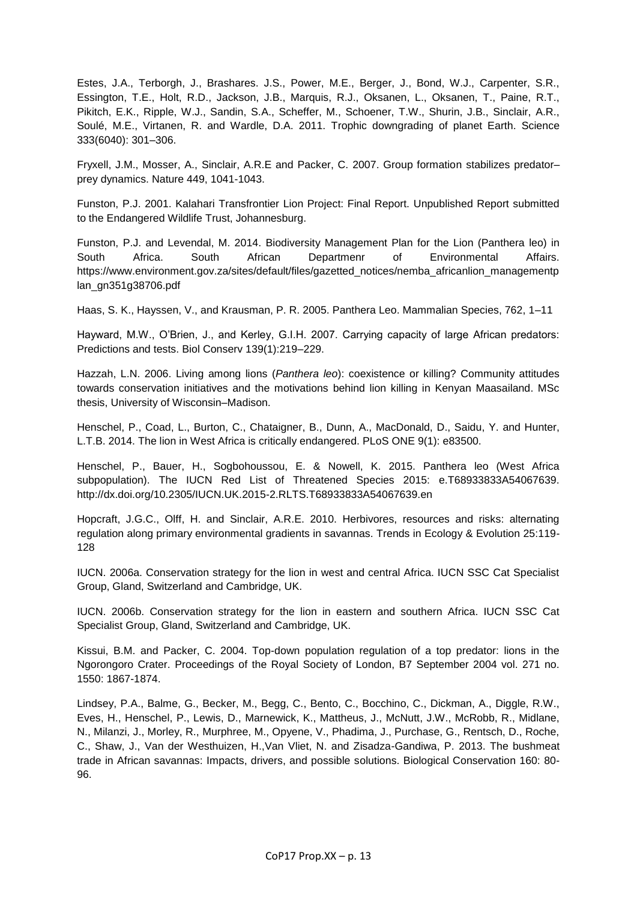Estes, J.A., Terborgh, J., Brashares. J.S., Power, M.E., Berger, J., Bond, W.J., Carpenter, S.R., Essington, T.E., Holt, R.D., Jackson, J.B., Marquis, R.J., Oksanen, L., Oksanen, T., Paine, R.T., Pikitch, E.K., Ripple, W.J., Sandin, S.A., Scheffer, M., Schoener, T.W., Shurin, J.B., Sinclair, A.R., Soulé, M.E., Virtanen, R. and Wardle, D.A. 2011. Trophic downgrading of planet Earth. Science 333(6040): 301–306.

Fryxell, J.M., Mosser, A., Sinclair, A.R.E and Packer, C. 2007. Group formation stabilizes predator–prey dynamics. Nature 449, 1041-1043.

Funston, P.J. 2001. Kalahari Transfrontier Lion Project: Final Report. Unpublished Report submitted to the Endangered Wildlife Trust, Johannesburg.

Funston, P.J. and Levendal, M. 2014. Biodiversity Management Plan for the Lion (Panthera leo) in South Africa. South African Departmenr of Environmental Affairs. https://www.environment.gov.za/sites/default/files/gazetted_notices/nemba_africanlion_managementplan_gn351g38706.pdf

Haas, S. K., Hayssen, V., and Krausman, P. R. 2005. Panthera Leo. Mammalian Species, 762, 1–11

Hayward, M.W., O'Brien, J., and Kerley, G.I.H. 2007. Carrying capacity of large African predators: Predictions and tests. Biol Conserv 139(1):219–229.

Hazzah, L.N. 2006. Living among lions (*Panthera leo*): coexistence or killing? Community attitudes towards conservation initiatives and the motivations behind lion killing in Kenyan Maasailand. MSc thesis, University of Wisconsin–Madison.

Henschel, P., Coad, L., Burton, C., Chataigner, B., Dunn, A., MacDonald, D., Saidu, Y. and Hunter, L.T.B. 2014. The lion in West Africa is critically endangered. PLoS ONE 9(1): e83500.

Henschel, P., Bauer, H., Sogbohoussou, E. & Nowell, K. 2015. Panthera leo (West Africa subpopulation). The IUCN Red List of Threatened Species 2015: e.T68933833A54067639. http://dx.doi.org/10.2305/IUCN.UK.2015-2.RLTS.T68933833A54067639.en

Hopcraft, J.G.C., Olff, H. and Sinclair, A.R.E. 2010. Herbivores, resources and risks: alternating regulation along primary environmental gradients in savannas. Trends in Ecology & Evolution 25:119-128

IUCN. 2006a. Conservation strategy for the lion in west and central Africa. IUCN SSC Cat Specialist Group, Gland, Switzerland and Cambridge, UK.

IUCN. 2006b. Conservation strategy for the lion in eastern and southern Africa. IUCN SSC Cat Specialist Group, Gland, Switzerland and Cambridge, UK.

Kissui, B.M. and Packer, C. 2004. Top-down population regulation of a top predator: lions in the Ngorongoro Crater. Proceedings of the Royal Society of London, B7 September 2004 vol. 271 no. 1550: 1867-1874.

Lindsey, P.A., Balme, G., Becker, M., Begg, C., Bento, C., Bocchino, C., Dickman, A., Diggle, R.W., Eves, H., Henschel, P., Lewis, D., Marnewick, K., Mattheus, J., McNutt, J.W., McRobb, R., Midlane, N., Milanzi, J., Morley, R., Murphree, M., Opyene, V., Phadima, J., Purchase, G., Rentsch, D., Roche, C., Shaw, J., Van der Westhuizen, H.,Van Vliet, N. and Zisadza-Gandiwa, P. 2013. The bushmeat trade in African savannas: Impacts, drivers, and possible solutions. Biological Conservation 160: 80-96.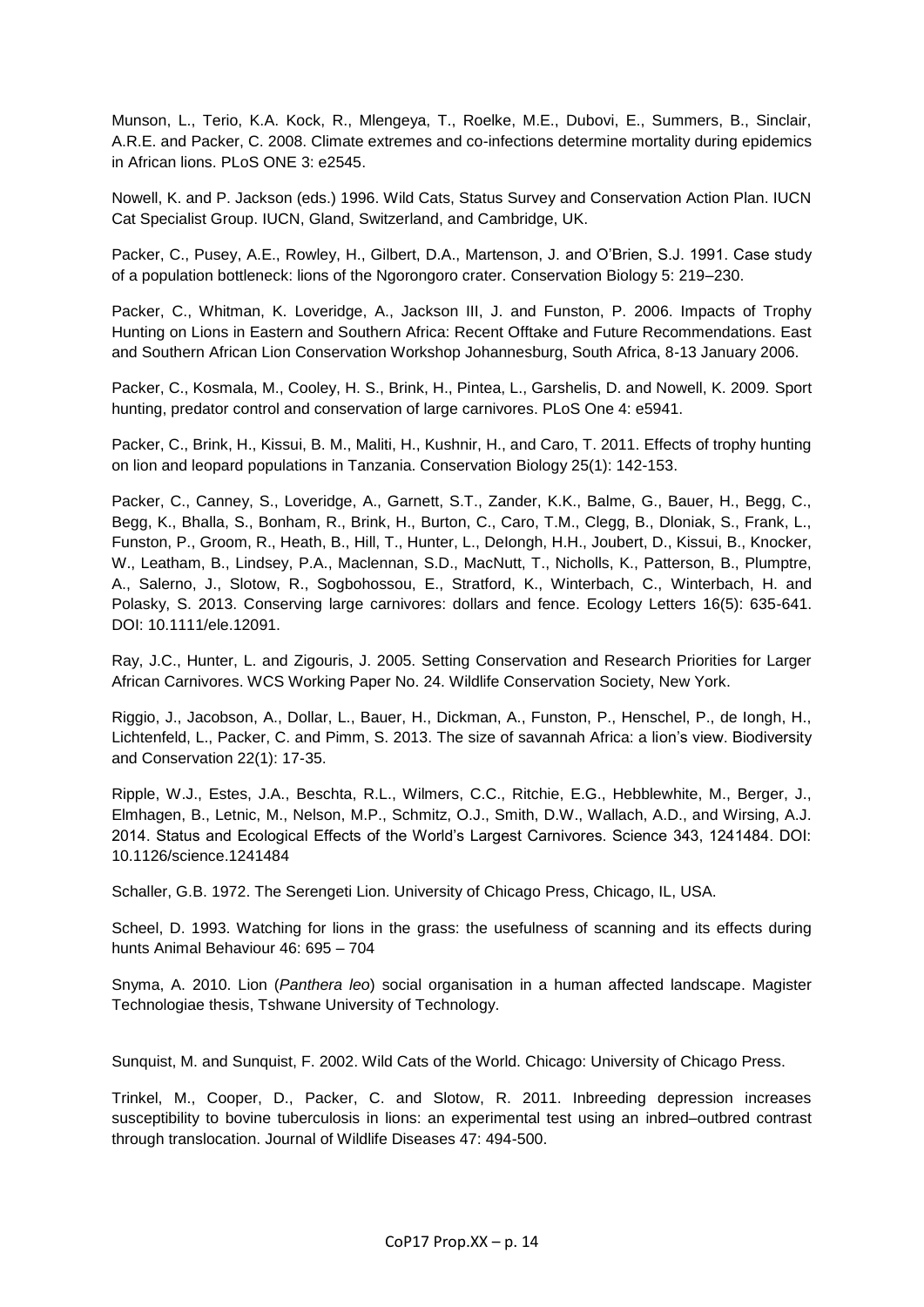Munson, L., Terio, K.A. Kock, R., Mlengeya, T., Roelke, M.E., Dubovi, E., Summers, B., Sinclair, A.R.E. and Packer, C. 2008. Climate extremes and co-infections determine mortality during epidemics in African lions. PLoS ONE 3: e2545.

Nowell, K. and P. Jackson (eds.) 1996. Wild Cats, Status Survey and Conservation Action Plan. IUCN Cat Specialist Group. IUCN, Gland, Switzerland, and Cambridge, UK.

Packer, C., Pusey, A.E., Rowley, H., Gilbert, D.A., Martenson, J. and O'Brien, S.J. 1991. Case study of a population bottleneck: lions of the Ngorongoro crater. Conservation Biology 5: 219–230.

Packer, C., Whitman, K. Loveridge, A., Jackson III, J. and Funston, P. 2006. Impacts of Trophy Hunting on Lions in Eastern and Southern Africa: Recent Offtake and Future Recommendations. East and Southern African Lion Conservation Workshop Johannesburg, South Africa, 8-13 January 2006.

Packer, C., Kosmala, M., Cooley, H. S., Brink, H., Pintea, L., Garshelis, D. and Nowell, K. 2009. Sport hunting, predator control and conservation of large carnivores. PLoS One 4: e5941.

Packer, C., Brink, H., Kissui, B. M., Maliti, H., Kushnir, H., and Caro, T. 2011. Effects of trophy hunting on lion and leopard populations in Tanzania. Conservation Biology 25(1): 142-153.

Packer, C., Canney, S., Loveridge, A., Garnett, S.T., Zander, K.K., Balme, G., Bauer, H., Begg, C., Begg, K., Bhalla, S., Bonham, R., Brink, H., Burton, C., Caro, T.M., Clegg, B., Dloniak, S., Frank, L., Funston, P., Groom, R., Heath, B., Hill, T., Hunter, L., DeIongh, H.H., Joubert, D., Kissui, B., Knocker, W., Leatham, B., Lindsey, P.A., Maclennan, S.D., MacNutt, T., Nicholls, K., Patterson, B., Plumptre, A., Salerno, J., Slotow, R., Sogbohossou, E., Stratford, K., Winterbach, C., Winterbach, H. and Polasky, S. 2013. Conserving large carnivores: dollars and fence. Ecology Letters 16(5): 635-641. DOI: 10.1111/ele.12091.

Ray, J.C., Hunter, L. and Zigouris, J. 2005. Setting Conservation and Research Priorities for Larger African Carnivores. WCS Working Paper No. 24. Wildlife Conservation Society, New York.

Riggio, J., Jacobson, A., Dollar, L., Bauer, H., Dickman, A., Funston, P., Henschel, P., de Iongh, H., Lichtenfeld, L., Packer, C. and Pimm, S. 2013. The size of savannah Africa: a lion's view. Biodiversity and Conservation 22(1): 17-35.

Ripple, W.J., Estes, J.A., Beschta, R.L., Wilmers, C.C., Ritchie, E.G., Hebblewhite, M., Berger, J., Elmhagen, B., Letnic, M., Nelson, M.P., Schmitz, O.J., Smith, D.W., Wallach, A.D., and Wirsing, A.J. 2014. Status and Ecological Effects of the World's Largest Carnivores. Science 343, 1241484. DOI: 10.1126/science.1241484

Schaller, G.B. 1972. The Serengeti Lion. University of Chicago Press, Chicago, IL, USA.

Scheel, D. 1993. Watching for lions in the grass: the usefulness of scanning and its effects during hunts Animal Behaviour 46: 695 – 704

Snyma, A. 2010. Lion (*Panthera leo*) social organisation in a human affected landscape. Magister Technologiae thesis, Tshwane University of Technology.

Sunquist, M. and Sunquist, F. 2002. Wild Cats of the World. Chicago: University of Chicago Press.

Trinkel, M., Cooper, D., Packer, C. and Slotow, R. 2011. Inbreeding depression increases susceptibility to bovine tuberculosis in lions: an experimental test using an inbred–outbred contrast through translocation. Journal of Wildlife Diseases 47: 494-500.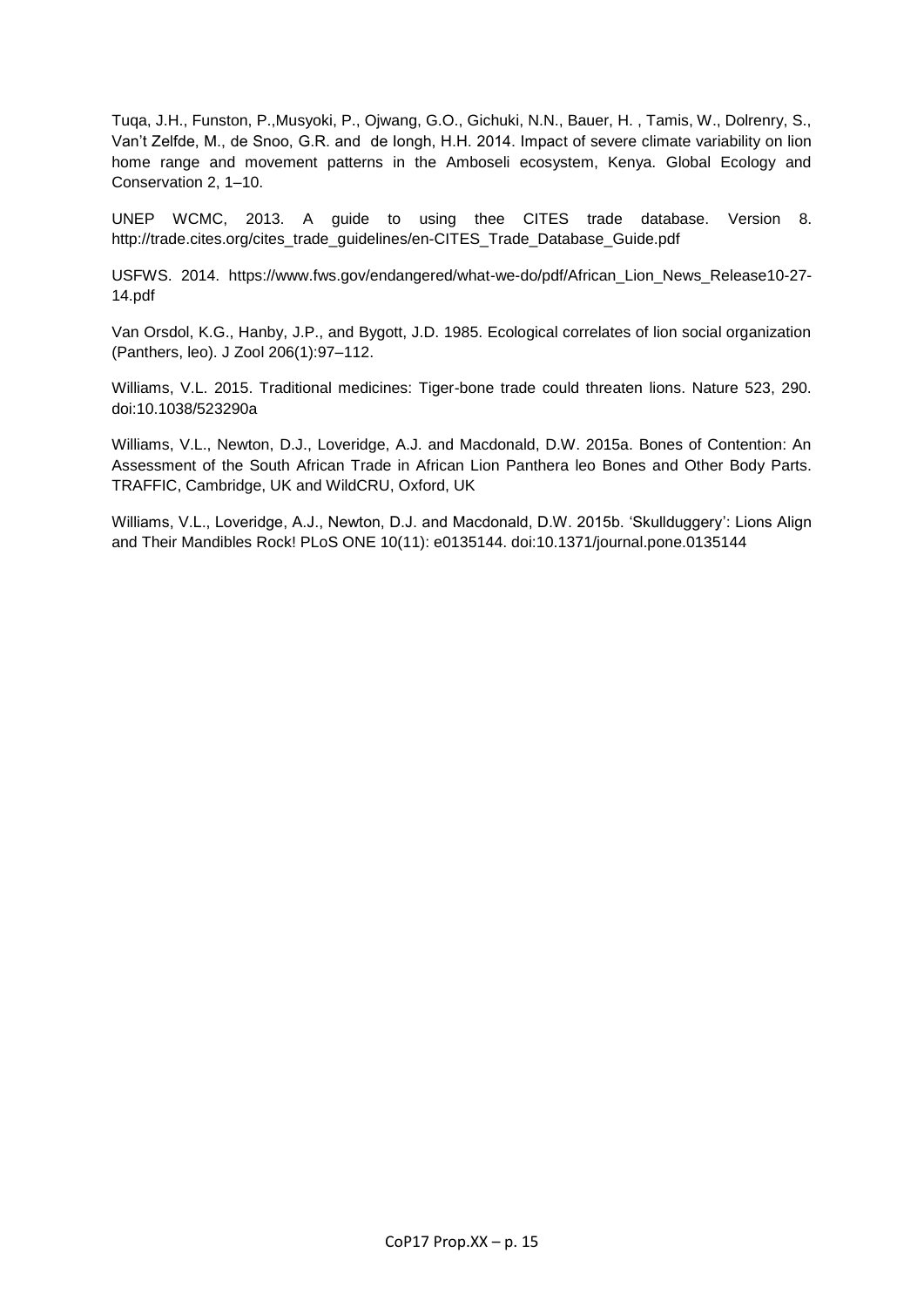Tuqa, J.H., Funston, P.,Musyoki, P., Ojwang, G.O., Gichuki, N.N., Bauer, H. , Tamis, W., Dolrenry, S., Van't Zelfde, M., de Snoo, G.R. and de Iongh, H.H. 2014. Impact of severe climate variability on lion home range and movement patterns in the Amboseli ecosystem, Kenya. Global Ecology and Conservation 2, 1–10.

UNEP WCMC, 2013. A guide to using thee CITES trade database. Version 8. http://trade.cites.org/cites_trade_guidelines/en-CITES_Trade_Database_Guide.pdf

USFWS. 2014. https://www.fws.gov/endangered/what-we-do/pdf/African_Lion_News_Release10-27-14.pdf

Van Orsdol, K.G., Hanby, J.P., and Bygott, J.D. 1985. Ecological correlates of lion social organization (Panthers, leo). J Zool 206(1):97–112.

Williams, V.L. 2015. Traditional medicines: Tiger-bone trade could threaten lions. Nature 523, 290. doi:10.1038/523290a

Williams, V.L., Newton, D.J., Loveridge, A.J. and Macdonald, D.W. 2015a. Bones of Contention: An Assessment of the South African Trade in African Lion Panthera leo Bones and Other Body Parts. TRAFFIC, Cambridge, UK and WildCRU, Oxford, UK

Williams, V.L., Loveridge, A.J., Newton, D.J. and Macdonald, D.W. 2015b. 'Skullduggery': Lions Align and Their Mandibles Rock! PLoS ONE 10(11): e0135144. doi:10.1371/journal.pone.0135144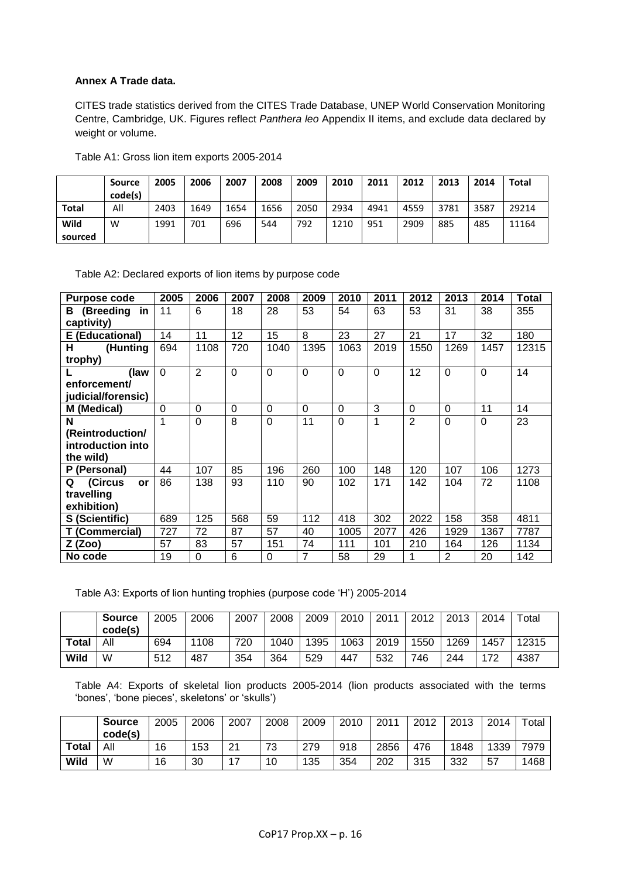**Annex A Trade data.**

CITES trade statistics derived from the CITES Trade Database, UNEP World Conservation Monitoring Centre, Cambridge, UK. Figures reflect *Panthera leo* Appendix II items, and exclude data declared by weight or volume.

Table A1: Gross lion item exports 2005-2014

| | Source code(s) | 2005 | 2006 | 2007 | 2008 | 2009 | 2010 | 2011 | 2012 | 2013 | 2014 | Total |
|---|---|---|---|---|---|---|---|---|---|---|---|---|
| **Total** | All | 2403 | 1649 | 1654 | 1656 | 2050 | 2934 | 4941 | 4559 | 3781 | 3587 | 29214 |
| **Wild sourced** | W | 1991 | 701 | 696 | 544 | 792 | 1210 | 951 | 2909 | 885 | 485 | 11164 |

Table A2: Declared exports of lion items by purpose code

| Purpose code | 2005 | 2006 | 2007 | 2008 | 2009 | 2010 | 2011 | 2012 | 2013 | 2014 | Total |
|---|---|---|---|---|---|---|---|---|---|---|---|
| **B (Breeding in captivity)** | 11 | 6 | 18 | 28 | 53 | 54 | 63 | 53 | 31 | 38 | 355 |
| **E (Educational)** | 14 | 11 | 12 | 15 | 8 | 23 | 27 | 21 | 17 | 32 | 180 |
| **H (Hunting trophy)** | 694 | 1108 | 720 | 1040 | 1395 | 1063 | 2019 | 1550 | 1269 | 1457 | 12315 |
| **L (law enforcement/ judicial/forensic)** | 0 | 2 | 0 | 0 | 0 | 0 | 0 | 12 | 0 | 0 | 14 |
| **M (Medical)** | 0 | 0 | 0 | 0 | 0 | 0 | 3 | 0 | 0 | 11 | 14 |
| **N (Reintroduction/ introduction into the wild)** | 1 | 0 | 8 | 0 | 11 | 0 | 1 | 2 | 0 | 0 | 23 |
| **P (Personal)** | 44 | 107 | 85 | 196 | 260 | 100 | 148 | 120 | 107 | 106 | 1273 |
| **Q (Circus or travelling exhibition)** | 86 | 138 | 93 | 110 | 90 | 102 | 171 | 142 | 104 | 72 | 1108 |
| **S (Scientific)** | 689 | 125 | 568 | 59 | 112 | 418 | 302 | 2022 | 158 | 358 | 4811 |
| **T (Commercial)** | 727 | 72 | 87 | 57 | 40 | 1005 | 2077 | 426 | 1929 | 1367 | 7787 |
| **Z (Zoo)** | 57 | 83 | 57 | 151 | 74 | 111 | 101 | 210 | 164 | 126 | 1134 |
| **No code** | 19 | 0 | 6 | 0 | 7 | 58 | 29 | 1 | 2 | 20 | 142 |

Table A3: Exports of lion hunting trophies (purpose code 'H') 2005-2014

| | Source code(s) | 2005 | 2006 | 2007 | 2008 | 2009 | 2010 | 2011 | 2012 | 2013 | 2014 | Total |
|---|---|---|---|---|---|---|---|---|---|---|---|---|
| **Total** | All | 694 | 1108 | 720 | 1040 | 1395 | 1063 | 2019 | 1550 | 1269 | 1457 | 12315 |
| **Wild** | W | 512 | 487 | 354 | 364 | 529 | 447 | 532 | 746 | 244 | 172 | 4387 |

Table A4: Exports of skeletal lion products 2005-2014 (lion products associated with the terms 'bones', 'bone pieces', skeletons' or 'skulls')

| | Source code(s) | 2005 | 2006 | 2007 | 2008 | 2009 | 2010 | 2011 | 2012 | 2013 | 2014 | Total |
|---|---|---|---|---|---|---|---|---|---|---|---|---|
| **Total** | All | 16 | 153 | 21 | 73 | 279 | 918 | 2856 | 476 | 1848 | 1339 | 7979 |
| **Wild** | W | 16 | 30 | 17 | 10 | 135 | 354 | 202 | 315 | 332 | 57 | 1468 |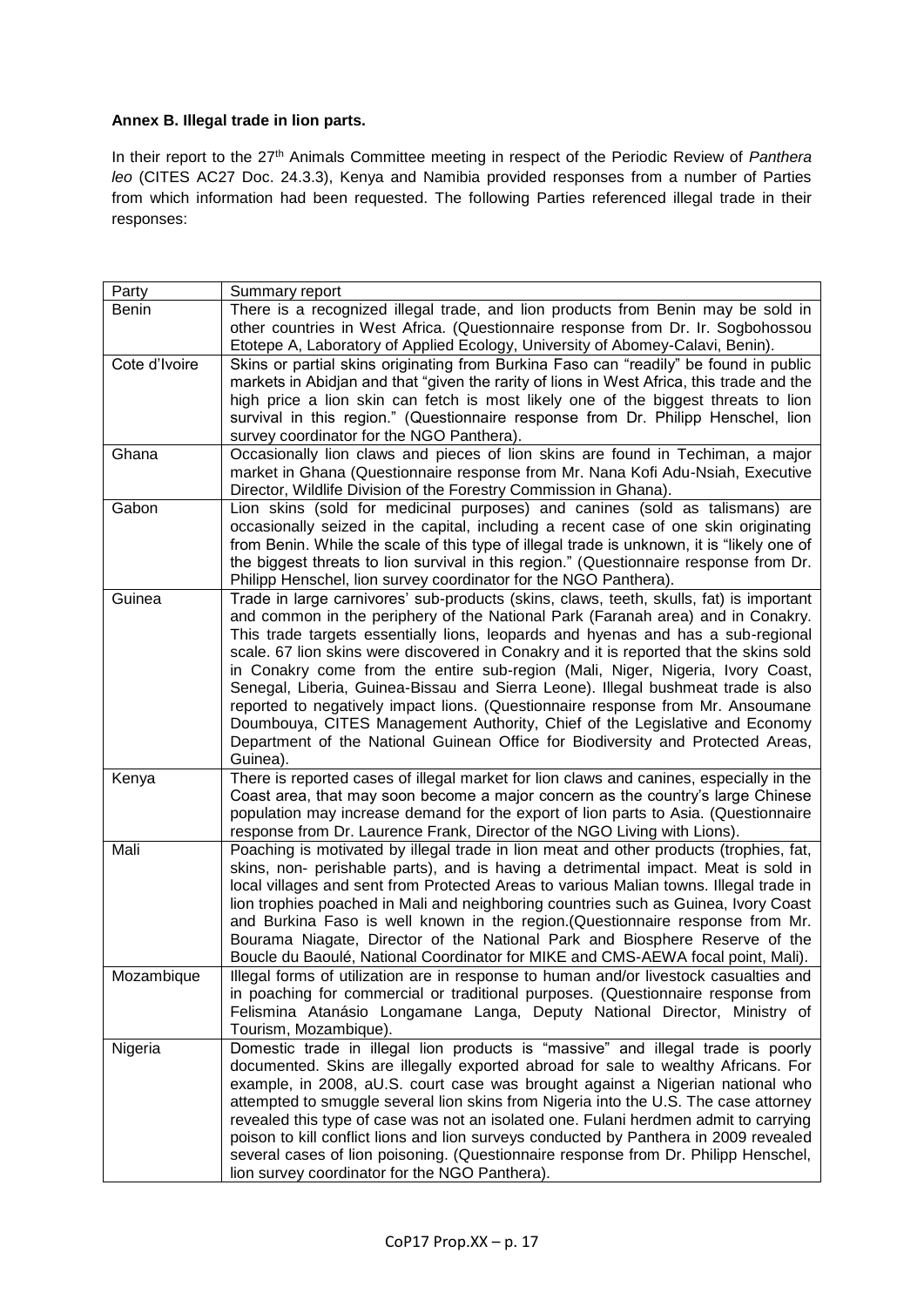**Annex B. Illegal trade in lion parts.**

In their report to the 27th Animals Committee meeting in respect of the Periodic Review of *Panthera leo* (CITES AC27 Doc. 24.3.3), Kenya and Namibia provided responses from a number of Parties from which information had been requested. The following Parties referenced illegal trade in their responses:

| Party | Summary report |
|---|---|
| Benin | There is a recognized illegal trade, and lion products from Benin may be sold in other countries in West Africa. (Questionnaire response from Dr. Ir. Sogbohossou Etotepe A, Laboratory of Applied Ecology, University of Abomey-Calavi, Benin). |
| Cote d'Ivoire | Skins or partial skins originating from Burkina Faso can "readily" be found in public markets in Abidjan and that "given the rarity of lions in West Africa, this trade and the high price a lion skin can fetch is most likely one of the biggest threats to lion survival in this region." (Questionnaire response from Dr. Philipp Henschel, lion survey coordinator for the NGO Panthera). |
| Ghana | Occasionally lion claws and pieces of lion skins are found in Techiman, a major market in Ghana (Questionnaire response from Mr. Nana Kofi Adu-Nsiah, Executive Director, Wildlife Division of the Forestry Commission in Ghana). |
| Gabon | Lion skins (sold for medicinal purposes) and canines (sold as talismans) are occasionally seized in the capital, including a recent case of one skin originating from Benin. While the scale of this type of illegal trade is unknown, it is "likely one of the biggest threats to lion survival in this region." (Questionnaire response from Dr. Philipp Henschel, lion survey coordinator for the NGO Panthera). |
| Guinea | Trade in large carnivores' sub-products (skins, claws, teeth, skulls, fat) is important and common in the periphery of the National Park (Faranah area) and in Conakry. This trade targets essentially lions, leopards and hyenas and has a sub-regional scale. 67 lion skins were discovered in Conakry and it is reported that the skins sold in Conakry come from the entire sub-region (Mali, Niger, Nigeria, Ivory Coast, Senegal, Liberia, Guinea-Bissau and Sierra Leone). Illegal bushmeat trade is also reported to negatively impact lions. (Questionnaire response from Mr. Ansoumane Doumbouya, CITES Management Authority, Chief of the Legislative and Economy Department of the National Guinean Office for Biodiversity and Protected Areas, Guinea). |
| Kenya | There is reported cases of illegal market for lion claws and canines, especially in the Coast area, that may soon become a major concern as the country's large Chinese population may increase demand for the export of lion parts to Asia. (Questionnaire response from Dr. Laurence Frank, Director of the NGO Living with Lions). |
| Mali | Poaching is motivated by illegal trade in lion meat and other products (trophies, fat, skins, non- perishable parts), and is having a detrimental impact. Meat is sold in local villages and sent from Protected Areas to various Malian towns. Illegal trade in lion trophies poached in Mali and neighboring countries such as Guinea, Ivory Coast and Burkina Faso is well known in the region.(Questionnaire response from Mr. Bourama Niagate, Director of the National Park and Biosphere Reserve of the Boucle du Baoulé, National Coordinator for MIKE and CMS-AEWA focal point, Mali). |
| Mozambique | Illegal forms of utilization are in response to human and/or livestock casualties and in poaching for commercial or traditional purposes. (Questionnaire response from Felismina Atanásio Longamane Langa, Deputy National Director, Ministry of Tourism, Mozambique). |
| Nigeria | Domestic trade in illegal lion products is "massive" and illegal trade is poorly documented. Skins are illegally exported abroad for sale to wealthy Africans. For example, in 2008, aU.S. court case was brought against a Nigerian national who attempted to smuggle several lion skins from Nigeria into the U.S. The case attorney revealed this type of case was not an isolated one. Fulani herdmen admit to carrying poison to kill conflict lions and lion surveys conducted by Panthera in 2009 revealed several cases of lion poisoning. (Questionnaire response from Dr. Philipp Henschel, lion survey coordinator for the NGO Panthera). |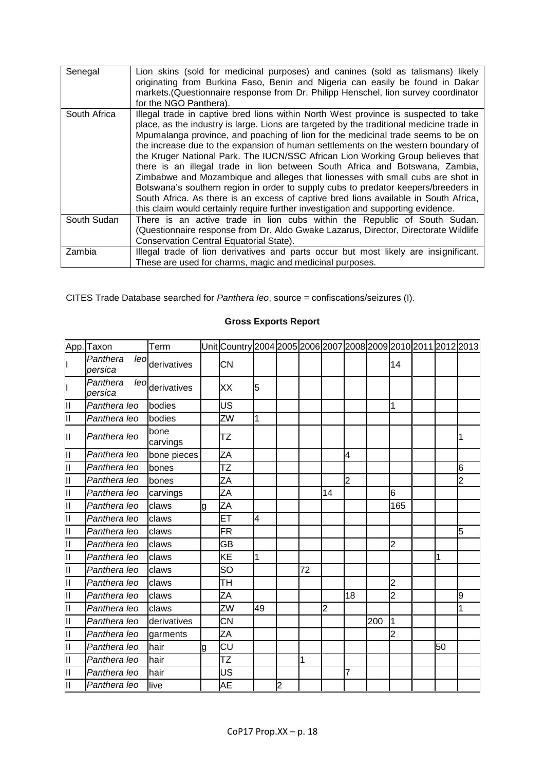| Senegal | Lion skins (sold for medicinal purposes) and canines (sold as talismans) likely originating from Burkina Faso, Benin and Nigeria can easily be found in Dakar markets.(Questionnaire response from Dr. Philipp Henschel, lion survey coordinator for the NGO Panthera). |
|---|---|
| South Africa | Illegal trade in captive bred lions within North West province is suspected to take place, as the industry is large. Lions are targeted by the traditional medicine trade in Mpumalanga province, and poaching of lion for the medicinal trade seems to be on the increase due to the expansion of human settlements on the western boundary of the Kruger National Park. The IUCN/SSC African Lion Working Group believes that there is an illegal trade in lion between South Africa and Botswana, Zambia, Zimbabwe and Mozambique and alleges that lionesses with small cubs are shot in Botswana's southern region in order to supply cubs to predator keepers/breeders in South Africa. As there is an excess of captive bred lions available in South Africa, this claim would certainly require further investigation and supporting evidence. |
| South Sudan | There is an active trade in lion cubs within the Republic of South Sudan. (Questionnaire response from Dr. Aldo Gwake Lazarus, Director, Directorate Wildlife Conservation Central Equatorial State). |
| Zambia | Illegal trade of lion derivatives and parts occur but most likely are insignificant. These are used for charms, magic and medicinal purposes. |

CITES Trade Database searched for *Panthera leo*, source = confiscations/seizures (I).

**Gross Exports Report**

| App. | Taxon | Term | Unit | Country | 2004 | 2005 | 2006 | 2007 | 2008 | 2009 | 2010 | 2011 | 2012 | 2013 |
|---|---|---|---|---|---|---|---|---|---|---|---|---|---|---|
| I | *Panthera leo persica* | derivatives | | CN | | | | | | | 14 | | | |
| I | *Panthera leo persica* | derivatives | | XX | 5 | | | | | | | | | |
| II | *Panthera leo* | bodies | | US | | | | | | | 1 | | | |
| II | *Panthera leo* | bodies | | ZW | 1 | | | | | | | | | |
| II | *Panthera leo* | bone carvings | | TZ | | | | | | | | | | 1 |
| II | *Panthera leo* | bone pieces | | ZA | | | | | 4 | | | | | |
| II | *Panthera leo* | bones | | TZ | | | | | | | | | | 6 |
| II | *Panthera leo* | bones | | ZA | | | | | 2 | | | | | 2 |
| II | *Panthera leo* | carvings | | ZA | | | | 14 | | | 6 | | | |
| II | *Panthera leo* | claws | g | ZA | | | | | | | 165 | | | |
| II | *Panthera leo* | claws | | ET | 4 | | | | | | | | | |
| II | *Panthera leo* | claws | | FR | | | | | | | | | | 5 |
| II | *Panthera leo* | claws | | GB | | | | | | | 2 | | | |
| II | *Panthera leo* | claws | | KE | 1 | | | | | | | | 1 | |
| II | *Panthera leo* | claws | | SO | | | 72 | | | | | | | |
| II | *Panthera leo* | claws | | TH | | | | | | | 2 | | | |
| II | *Panthera leo* | claws | | ZA | | | | | 18 | | 2 | | | 9 |
| II | *Panthera leo* | claws | | ZW | 49 | | | 2 | | | | | | 1 |
| II | *Panthera leo* | derivatives | | CN | | | | | | 200 | 1 | | | |
| II | *Panthera leo* | garments | | ZA | | | | | | | 2 | | | |
| II | *Panthera leo* | hair | g | CU | | | | | | | | | 50 | |
| II | *Panthera leo* | hair | | TZ | | | 1 | | | | | | | |
| II | *Panthera leo* | hair | | US | | | | | 7 | | | | | |
| II | *Panthera leo* | live | | AE | | 2 | | | | | | | | |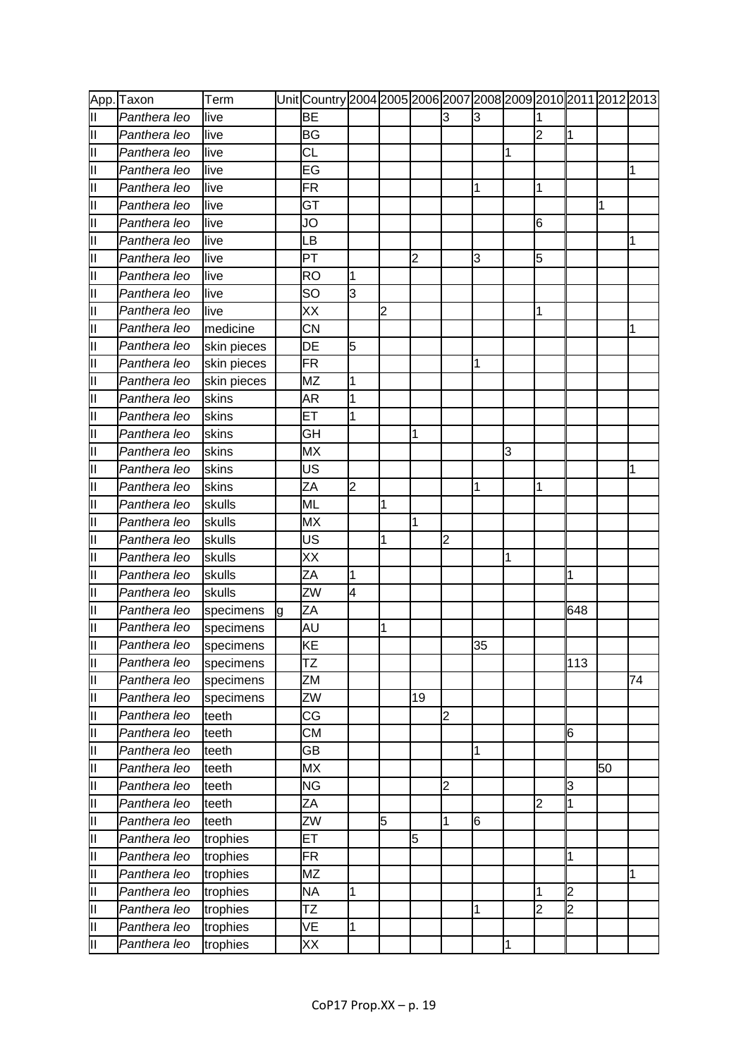| App. | Taxon | Term | Unit | Country | 2004 | 2005 | 2006 | 2007 | 2008 | 2009 | 2010 | 2011 | 2012 | 2013 |
|---|---|---|---|---|---|---|---|---|---|---|---|---|---|---|
| II | *Panthera leo* | live | | BE | | | | 3 | 3 | | 1 | | | |
| II | *Panthera leo* | live | | BG | | | | | | | 2 | 1 | | |
| II | *Panthera leo* | live | | CL | | | | | | 1 | | | | |
| II | *Panthera leo* | live | | EG | | | | | | | | | | 1 |
| II | *Panthera leo* | live | | FR | | | | | 1 | | 1 | | | |
| II | *Panthera leo* | live | | GT | | | | | | | | | 1 | |
| II | *Panthera leo* | live | | JO | | | | | | | 6 | | | |
| II | *Panthera leo* | live | | LB | | | | | | | | | | 1 |
| II | *Panthera leo* | live | | PT | | | 2 | | 3 | | 5 | | | |
| II | *Panthera leo* | live | | RO | 1 | | | | | | | | | |
| II | *Panthera leo* | live | | SO | 3 | | | | | | | | | |
| II | *Panthera leo* | live | | XX | | 2 | | | | | 1 | | | |
| II | *Panthera leo* | medicine | | CN | | | | | | | | | | 1 |
| II | *Panthera leo* | skin pieces | | DE | 5 | | | | | | | | | |
| II | *Panthera leo* | skin pieces | | FR | | | | | 1 | | | | | |
| II | *Panthera leo* | skin pieces | | MZ | 1 | | | | | | | | | |
| II | *Panthera leo* | skins | | AR | 1 | | | | | | | | | |
| II | *Panthera leo* | skins | | ET | 1 | | | | | | | | | |
| II | *Panthera leo* | skins | | GH | | | 1 | | | | | | | |
| II | *Panthera leo* | skins | | MX | | | | | | 3 | | | | |
| II | *Panthera leo* | skins | | US | | | | | | | | | | 1 |
| II | *Panthera leo* | skins | | ZA | 2 | | | | 1 | | 1 | | | |
| II | *Panthera leo* | skulls | | ML | | 1 | | | | | | | | |
| II | *Panthera leo* | skulls | | MX | | | 1 | | | | | | | |
| II | *Panthera leo* | skulls | | US | | 1 | | 2 | | | | | | |
| II | *Panthera leo* | skulls | | XX | | | | | | 1 | | | | |
| II | *Panthera leo* | skulls | | ZA | 1 | | | | | | | 1 | | |
| II | *Panthera leo* | skulls | | ZW | 4 | | | | | | | | | |
| II | *Panthera leo* | specimens | g | ZA | | | | | | | | 648 | | |
| II | *Panthera leo* | specimens | | AU | | 1 | | | | | | | | |
| II | *Panthera leo* | specimens | | KE | | | | | 35 | | | | | |
| II | *Panthera leo* | specimens | | TZ | | | | | | | | 113 | | |
| II | *Panthera leo* | specimens | | ZM | | | | | | | | | | 74 |
| II | *Panthera leo* | specimens | | ZW | | | 19 | | | | | | | |
| II | *Panthera leo* | teeth | | CG | | | | 2 | | | | | | |
| II | *Panthera leo* | teeth | | CM | | | | | | | | 6 | | |
| II | *Panthera leo* | teeth | | GB | | | | | 1 | | | | | |
| II | *Panthera leo* | teeth | | MX | | | | | | | | | 50 | |
| II | *Panthera leo* | teeth | | NG | | | | 2 | | | | 3 | | |
| II | *Panthera leo* | teeth | | ZA | | | | | | | 2 | 1 | | |
| II | *Panthera leo* | teeth | | ZW | | 5 | | 1 | 6 | | | | | |
| II | *Panthera leo* | trophies | | ET | | | 5 | | | | | | | |
| II | *Panthera leo* | trophies | | FR | | | | | | | | 1 | | |
| II | *Panthera leo* | trophies | | MZ | | | | | | | | | | 1 |
| II | *Panthera leo* | trophies | | NA | 1 | | | | | | 1 | 2 | | |
| II | *Panthera leo* | trophies | | TZ | | | | | 1 | | 2 | 2 | | |
| II | *Panthera leo* | trophies | | VE | 1 | | | | | | | | | |
| II | *Panthera leo* | trophies | | XX | | | | | | 1 | | | | |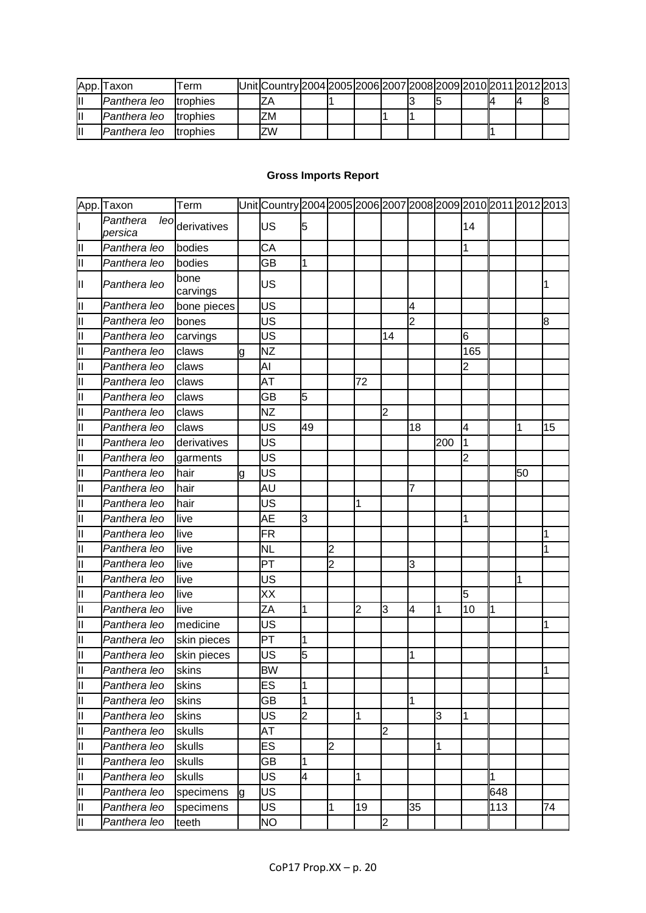| App. | Taxon | Term | Unit | Country | 2004 | 2005 | 2006 | 2007 | 2008 | 2009 | 2010 | 2011 | 2012 | 2013 |
|---|---|---|---|---|---|---|---|---|---|---|---|---|---|---|
| II | *Panthera leo* | trophies | | ZA | | 1 | | | 3 | 5 | | 4 | 4 | 8 |
| II | *Panthera leo* | trophies | | ZM | | | | 1 | 1 | | | | | |
| II | *Panthera leo* | trophies | | ZW | | | | | | | | 1 | | |

**Gross Imports Report**

| App. | Taxon | Term | Unit | Country | 2004 | 2005 | 2006 | 2007 | 2008 | 2009 | 2010 | 2011 | 2012 | 2013 |
|---|---|---|---|---|---|---|---|---|---|---|---|---|---|---|
| I | *Panthera leo persica* | derivatives | | US | 5 | | | | | | 14 | | | |
| II | *Panthera leo* | bodies | | CA | | | | | | | 1 | | | |
| II | *Panthera leo* | bodies | | GB | 1 | | | | | | | | | |
| II | *Panthera leo* | bone carvings | | US | | | | | | | | | | 1 |
| II | *Panthera leo* | bone pieces | | US | | | | | 4 | | | | | |
| II | *Panthera leo* | bones | | US | | | | | 2 | | | | | 8 |
| II | *Panthera leo* | carvings | | US | | | | 14 | | | 6 | | | |
| II | *Panthera leo* | claws | g | NZ | | | | | | | 165 | | | |
| II | *Panthera leo* | claws | | AI | | | | | | | 2 | | | |
| II | *Panthera leo* | claws | | AT | | | 72 | | | | | | | |
| II | *Panthera leo* | claws | | GB | 5 | | | | | | | | | |
| II | *Panthera leo* | claws | | NZ | | | | 2 | | | | | | |
| II | *Panthera leo* | claws | | US | 49 | | | | 18 | | 4 | | 1 | 15 |
| II | *Panthera leo* | derivatives | | US | | | | | | 200 | 1 | | | |
| II | *Panthera leo* | garments | | US | | | | | | | 2 | | | |
| II | *Panthera leo* | hair | g | US | | | | | | | | | 50 | |
| II | *Panthera leo* | hair | | AU | | | | | 7 | | | | | |
| II | *Panthera leo* | hair | | US | | | 1 | | | | | | | |
| II | *Panthera leo* | live | | AE | 3 | | | | | | 1 | | | |
| II | *Panthera leo* | live | | FR | | | | | | | | | | 1 |
| II | *Panthera leo* | live | | NL | | 2 | | | | | | | | 1 |
| II | *Panthera leo* | live | | PT | | 2 | | | 3 | | | | | |
| II | *Panthera leo* | live | | US | | | | | | | | | 1 | |
| II | *Panthera leo* | live | | XX | | | | | | | 5 | | | |
| II | *Panthera leo* | live | | ZA | 1 | | 2 | 3 | 4 | 1 | 10 | 1 | | |
| II | *Panthera leo* | medicine | | US | | | | | | | | | | 1 |
| II | *Panthera leo* | skin pieces | | PT | 1 | | | | | | | | | |
| II | *Panthera leo* | skin pieces | | US | 5 | | | | 1 | | | | | |
| II | *Panthera leo* | skins | | BW | | | | | | | | | | 1 |
| II | *Panthera leo* | skins | | ES | 1 | | | | | | | | | |
| II | *Panthera leo* | skins | | GB | 1 | | | | 1 | | | | | |
| II | *Panthera leo* | skins | | US | 2 | | 1 | | | 3 | 1 | | | |
| II | *Panthera leo* | skulls | | AT | | | | 2 | | | | | | |
| II | *Panthera leo* | skulls | | ES | | 2 | | | | 1 | | | | |
| II | *Panthera leo* | skulls | | GB | 1 | | | | | | | | | |
| II | *Panthera leo* | skulls | | US | 4 | | 1 | | | | | 1 | | |
| II | *Panthera leo* | specimens | g | US | | | | | | | | 648 | | |
| II | *Panthera leo* | specimens | | US | | 1 | 19 | | 35 | | | 113 | | 74 |
| II | *Panthera leo* | teeth | | NO | | | | 2 | | | | | | |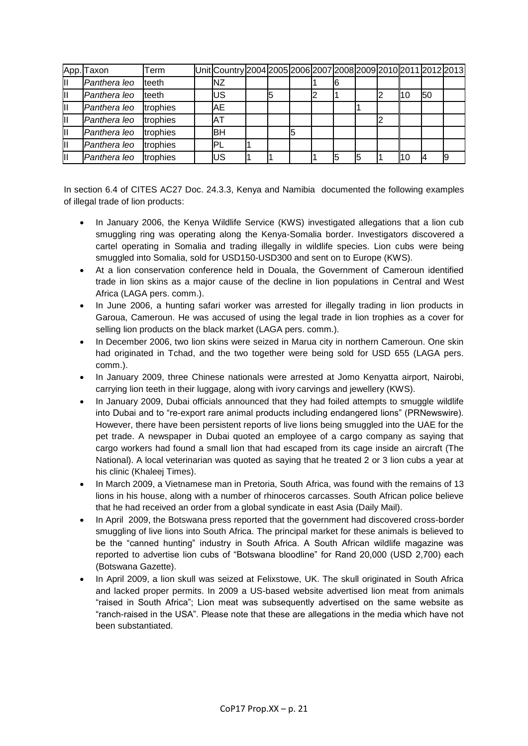| App. | Taxon | Term | Unit | Country | 2004 | 2005 | 2006 | 2007 | 2008 | 2009 | 2010 | 2011 | 2012 | 2013 |
|---|---|---|---|---|---|---|---|---|---|---|---|---|---|---|
| II | *Panthera leo* | teeth | | NZ | | | | 1 | 6 | | | | | |
| II | *Panthera leo* | teeth | | US | | 5 | | 2 | 1 | | 2 | 10 | 50 | |
| II | *Panthera leo* | trophies | | AE | | | | | | 1 | | | | |
| II | *Panthera leo* | trophies | | AT | | | | | | | 2 | | | |
| II | *Panthera leo* | trophies | | BH | | | 5 | | | | | | | |
| II | *Panthera leo* | trophies | | PL | 1 | | | | | | | | | |
| II | *Panthera leo* | trophies | | US | 1 | 1 | | 1 | 5 | 5 | 1 | 10 | 4 | 9 |

In section 6.4 of CITES AC27 Doc. 24.3.3, Kenya and Namibia documented the following examples of illegal trade of lion products:

- In January 2006, the Kenya Wildlife Service (KWS) investigated allegations that a lion cub smuggling ring was operating along the Kenya-Somalia border. Investigators discovered a cartel operating in Somalia and trading illegally in wildlife species. Lion cubs were being smuggled into Somalia, sold for USD150-USD300 and sent on to Europe (KWS).
- At a lion conservation conference held in Douala, the Government of Cameroun identified trade in lion skins as a major cause of the decline in lion populations in Central and West Africa (LAGA pers. comm.).
- In June 2006, a hunting safari worker was arrested for illegally trading in lion products in Garoua, Cameroun. He was accused of using the legal trade in lion trophies as a cover for selling lion products on the black market (LAGA pers. comm.).
- In December 2006, two lion skins were seized in Marua city in northern Cameroun. One skin had originated in Tchad, and the two together were being sold for USD 655 (LAGA pers. comm.).
- In January 2009, three Chinese nationals were arrested at Jomo Kenyatta airport, Nairobi, carrying lion teeth in their luggage, along with ivory carvings and jewellery (KWS).
- In January 2009, Dubai officials announced that they had foiled attempts to smuggle wildlife into Dubai and to "re-export rare animal products including endangered lions" (PRNewswire). However, there have been persistent reports of live lions being smuggled into the UAE for the pet trade. A newspaper in Dubai quoted an employee of a cargo company as saying that cargo workers had found a small lion that had escaped from its cage inside an aircraft (The National). A local veterinarian was quoted as saying that he treated 2 or 3 lion cubs a year at his clinic (Khaleej Times).
- In March 2009, a Vietnamese man in Pretoria, South Africa, was found with the remains of 13 lions in his house, along with a number of rhinoceros carcasses. South African police believe that he had received an order from a global syndicate in east Asia (Daily Mail).
- In April 2009, the Botswana press reported that the government had discovered cross-border smuggling of live lions into South Africa. The principal market for these animals is believed to be the "canned hunting" industry in South Africa. A South African wildlife magazine was reported to advertise lion cubs of "Botswana bloodline" for Rand 20,000 (USD 2,700) each (Botswana Gazette).
- In April 2009, a lion skull was seized at Felixstowe, UK. The skull originated in South Africa and lacked proper permits. In 2009 a US-based website advertised lion meat from animals "raised in South Africa"; Lion meat was subsequently advertised on the same website as "ranch-raised in the USA". Please note that these are allegations in the media which have not been substantiated.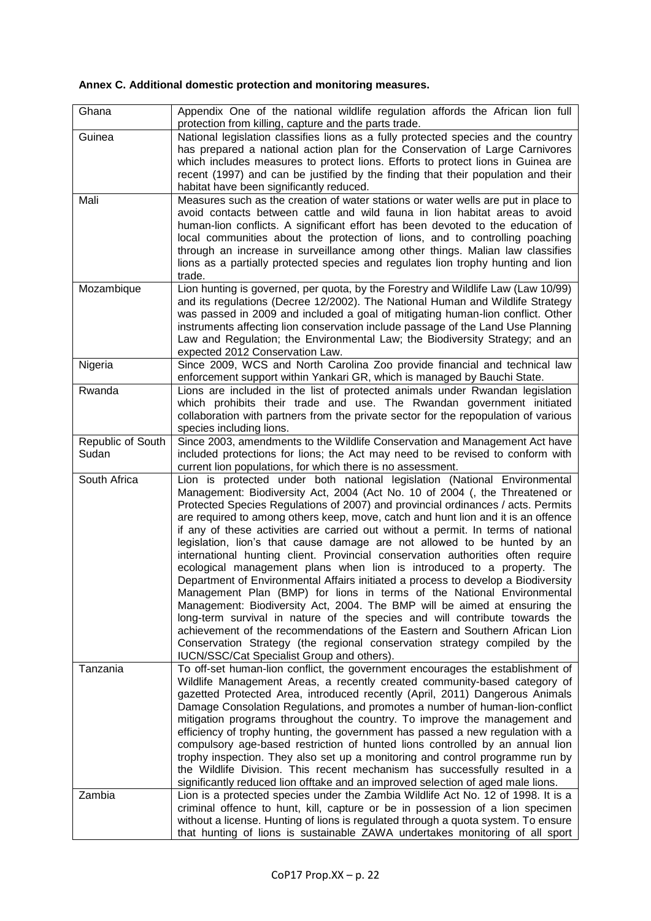**Annex C. Additional domestic protection and monitoring measures.**

| | |
|---|---|
| Ghana | Appendix One of the national wildlife regulation affords the African lion full protection from killing, capture and the parts trade. |
| Guinea | National legislation classifies lions as a fully protected species and the country has prepared a national action plan for the Conservation of Large Carnivores which includes measures to protect lions. Efforts to protect lions in Guinea are recent (1997) and can be justified by the finding that their population and their habitat have been significantly reduced. |
| Mali | Measures such as the creation of water stations or water wells are put in place to avoid contacts between cattle and wild fauna in lion habitat areas to avoid human-lion conflicts. A significant effort has been devoted to the education of local communities about the protection of lions, and to controlling poaching through an increase in surveillance among other things. Malian law classifies lions as a partially protected species and regulates lion trophy hunting and lion trade. |
| Mozambique | Lion hunting is governed, per quota, by the Forestry and Wildlife Law (Law 10/99) and its regulations (Decree 12/2002). The National Human and Wildlife Strategy was passed in 2009 and included a goal of mitigating human-lion conflict. Other instruments affecting lion conservation include passage of the Land Use Planning Law and Regulation; the Environmental Law; the Biodiversity Strategy; and an expected 2012 Conservation Law. |
| Nigeria | Since 2009, WCS and North Carolina Zoo provide financial and technical law enforcement support within Yankari GR, which is managed by Bauchi State. |
| Rwanda | Lions are included in the list of protected animals under Rwandan legislation which prohibits their trade and use. The Rwandan government initiated collaboration with partners from the private sector for the repopulation of various species including lions. |
| Republic of South Sudan | Since 2003, amendments to the Wildlife Conservation and Management Act have included protections for lions; the Act may need to be revised to conform with current lion populations, for which there is no assessment. |
| South Africa | Lion is protected under both national legislation (National Environmental Management: Biodiversity Act, 2004 (Act No. 10 of 2004 (, the Threatened or Protected Species Regulations of 2007) and provincial ordinances / acts. Permits are required to among others keep, move, catch and hunt lion and it is an offence if any of these activities are carried out without a permit. In terms of national legislation, lion's that cause damage are not allowed to be hunted by an international hunting client. Provincial conservation authorities often require ecological management plans when lion is introduced to a property. The Department of Environmental Affairs initiated a process to develop a Biodiversity Management Plan (BMP) for lions in terms of the National Environmental Management: Biodiversity Act, 2004. The BMP will be aimed at ensuring the long-term survival in nature of the species and will contribute towards the achievement of the recommendations of the Eastern and Southern African Lion Conservation Strategy (the regional conservation strategy compiled by the IUCN/SSC/Cat Specialist Group and others). |
| Tanzania | To off-set human-lion conflict, the government encourages the establishment of Wildlife Management Areas, a recently created community-based category of gazetted Protected Area, introduced recently (April, 2011) Dangerous Animals Damage Consolation Regulations, and promotes a number of human-lion-conflict mitigation programs throughout the country. To improve the management and efficiency of trophy hunting, the government has passed a new regulation with a compulsory age-based restriction of hunted lions controlled by an annual lion trophy inspection. They also set up a monitoring and control programme run by the Wildlife Division. This recent mechanism has successfully resulted in a significantly reduced lion offtake and an improved selection of aged male lions. |
| Zambia | Lion is a protected species under the Zambia Wildlife Act No. 12 of 1998. It is a criminal offence to hunt, kill, capture or be in possession of a lion specimen without a license. Hunting of lions is regulated through a quota system. To ensure that hunting of lions is sustainable ZAWA undertakes monitoring of all sport |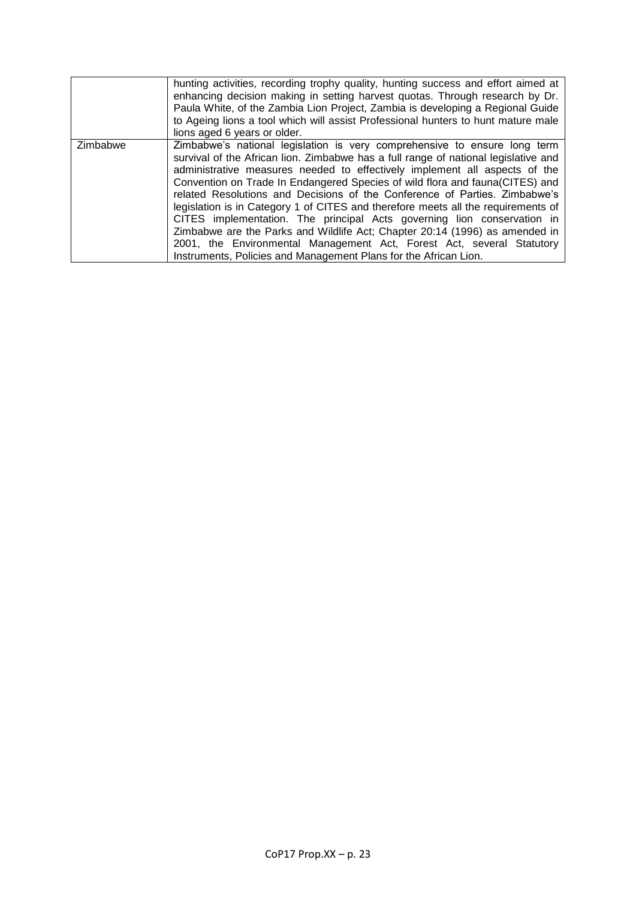| | |
|---|---|
| | hunting activities, recording trophy quality, hunting success and effort aimed at enhancing decision making in setting harvest quotas. Through research by Dr. Paula White, of the Zambia Lion Project, Zambia is developing a Regional Guide to Ageing lions a tool which will assist Professional hunters to hunt mature male lions aged 6 years or older. |
| Zimbabwe | Zimbabwe's national legislation is very comprehensive to ensure long term survival of the African lion. Zimbabwe has a full range of national legislative and administrative measures needed to effectively implement all aspects of the Convention on Trade In Endangered Species of wild flora and fauna(CITES) and related Resolutions and Decisions of the Conference of Parties. Zimbabwe's legislation is in Category 1 of CITES and therefore meets all the requirements of CITES implementation. The principal Acts governing lion conservation in Zimbabwe are the Parks and Wildlife Act; Chapter 20:14 (1996) as amended in 2001, the Environmental Management Act, Forest Act, several Statutory Instruments, Policies and Management Plans for the African Lion. |